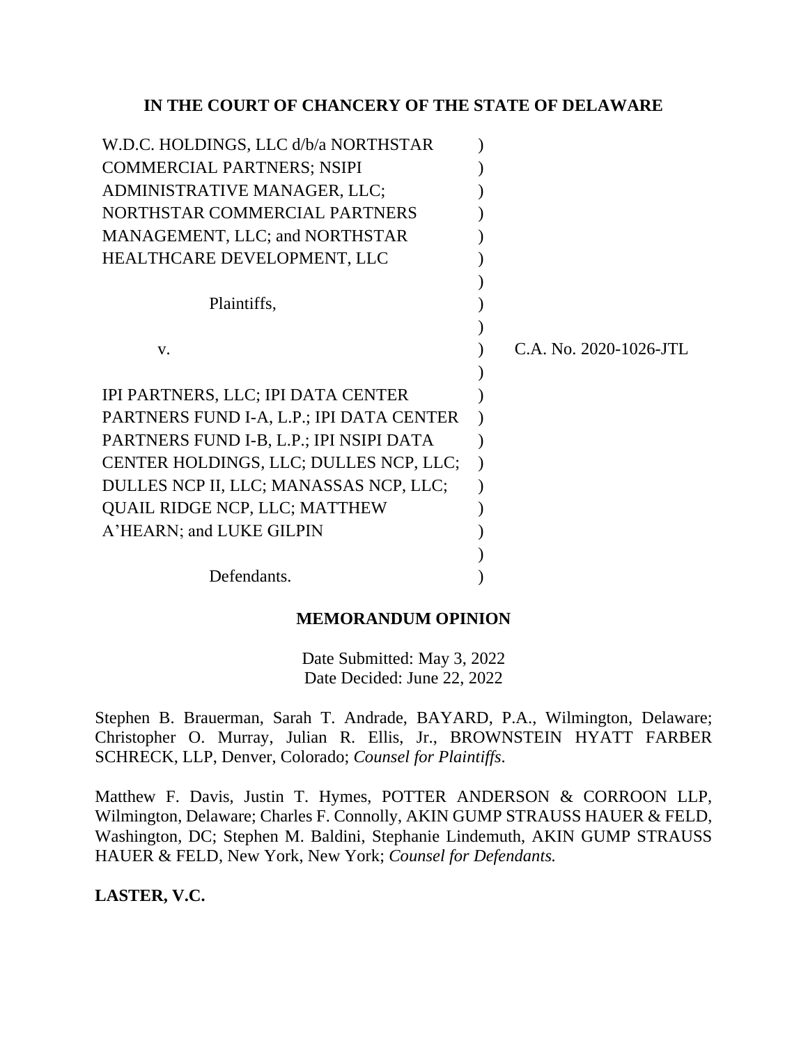**IN THE COURT OF CHANCERY OF THE STATE OF DELAWARE**

W.D.C. HOLDINGS, LLC d/b/a NORTHSTAR COMMERCIAL PARTNERS; NSIPI ADMINISTRATIVE MANAGER, LLC; NORTHSTAR COMMERCIAL PARTNERS MANAGEMENT, LLC; and NORTHSTAR HEALTHCARE DEVELOPMENT, LLC

Plaintiffs,

v.

IPI PARTNERS, LLC; IPI DATA CENTER PARTNERS FUND I-A, L.P.; IPI DATA CENTER PARTNERS FUND I-B, L.P.; IPI NSIPI DATA CENTER HOLDINGS, LLC; DULLES NCP, LLC; DULLES NCP II, LLC; MANASSAS NCP, LLC; QUAIL RIDGE NCP, LLC; MATTHEW A'HEARN; and LUKE GILPIN

Defendants.

C.A. No. 2020-1026-JTL

**MEMORANDUM OPINION**

Date Submitted: May 3, 2022
Date Decided: June 22, 2022

Stephen B. Brauerman, Sarah T. Andrade, BAYARD, P.A., Wilmington, Delaware; Christopher O. Murray, Julian R. Ellis, Jr., BROWNSTEIN HYATT FARBER SCHRECK, LLP, Denver, Colorado; *Counsel for Plaintiffs*.

Matthew F. Davis, Justin T. Hymes, POTTER ANDERSON & CORROON LLP, Wilmington, Delaware; Charles F. Connolly, AKIN GUMP STRAUSS HAUER & FELD, Washington, DC; Stephen M. Baldini, Stephanie Lindemuth, AKIN GUMP STRAUSS HAUER & FELD, New York, New York; *Counsel for Defendants.*

**LASTER, V.C.**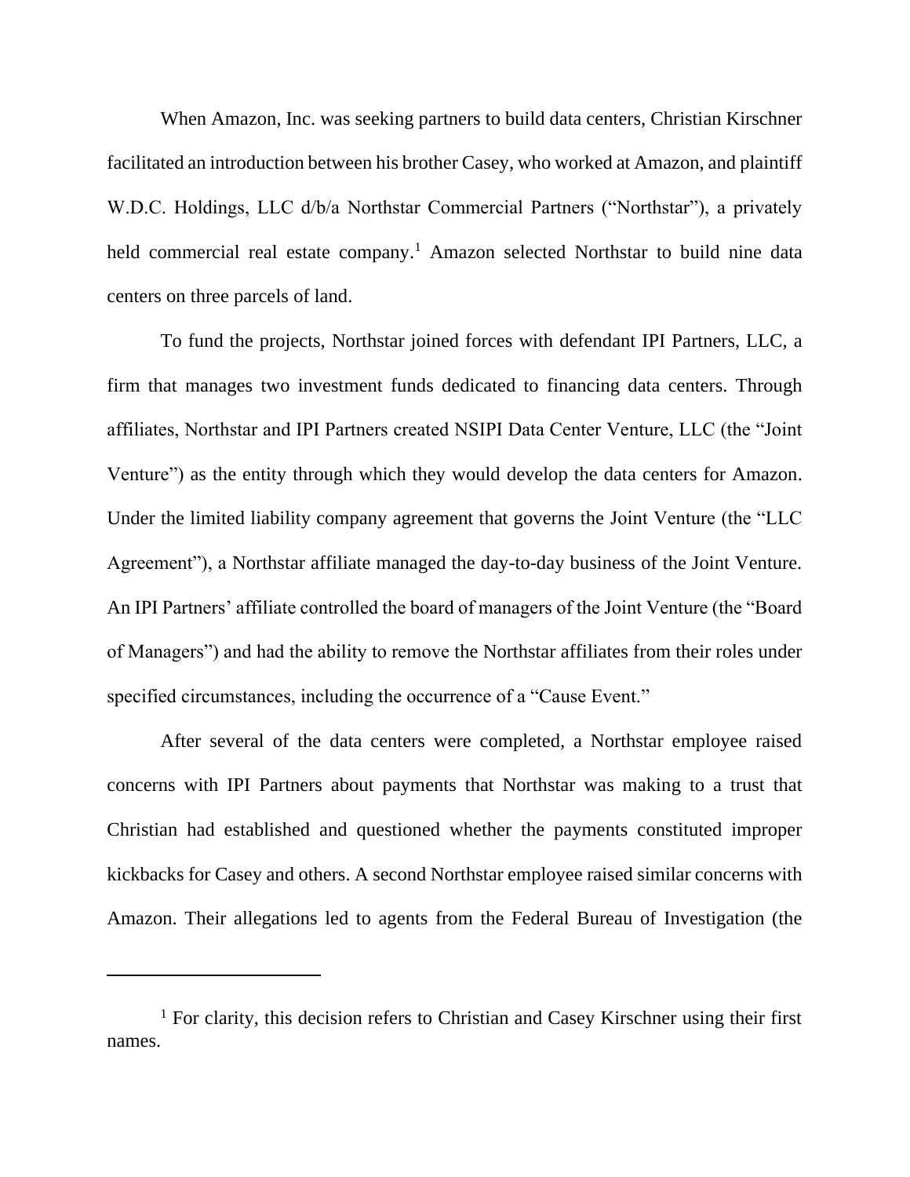When Amazon, Inc. was seeking partners to build data centers, Christian Kirschner facilitated an introduction between his brother Casey, who worked at Amazon, and plaintiff W.D.C. Holdings, LLC d/b/a Northstar Commercial Partners ("Northstar"), a privately held commercial real estate company.[1] Amazon selected Northstar to build nine data centers on three parcels of land.

To fund the projects, Northstar joined forces with defendant IPI Partners, LLC, a firm that manages two investment funds dedicated to financing data centers. Through affiliates, Northstar and IPI Partners created NSIPI Data Center Venture, LLC (the "Joint Venture") as the entity through which they would develop the data centers for Amazon. Under the limited liability company agreement that governs the Joint Venture (the "LLC Agreement"), a Northstar affiliate managed the day-to-day business of the Joint Venture. An IPI Partners' affiliate controlled the board of managers of the Joint Venture (the "Board of Managers") and had the ability to remove the Northstar affiliates from their roles under specified circumstances, including the occurrence of a "Cause Event."

After several of the data centers were completed, a Northstar employee raised concerns with IPI Partners about payments that Northstar was making to a trust that Christian had established and questioned whether the payments constituted improper kickbacks for Casey and others. A second Northstar employee raised similar concerns with Amazon. Their allegations led to agents from the Federal Bureau of Investigation (the

---

[1] For clarity, this decision refers to Christian and Casey Kirschner using their first names.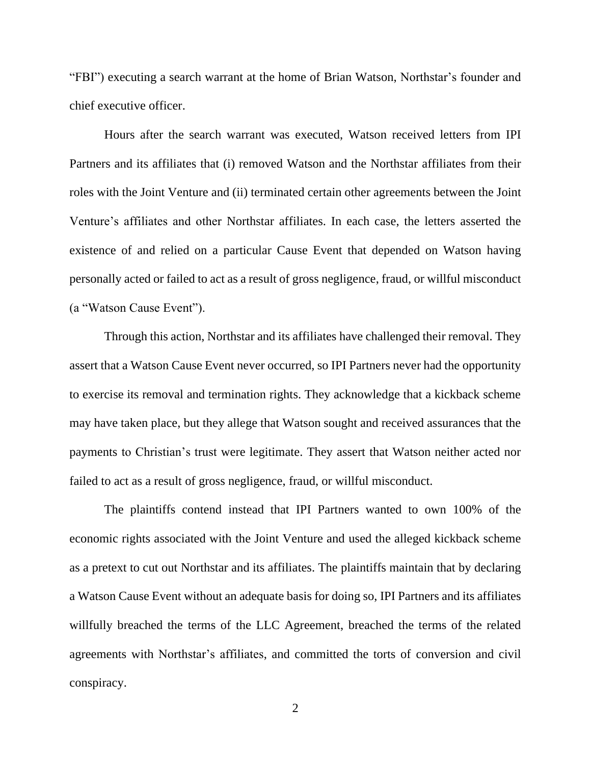"FBI") executing a search warrant at the home of Brian Watson, Northstar's founder and chief executive officer.

Hours after the search warrant was executed, Watson received letters from IPI Partners and its affiliates that (i) removed Watson and the Northstar affiliates from their roles with the Joint Venture and (ii) terminated certain other agreements between the Joint Venture's affiliates and other Northstar affiliates. In each case, the letters asserted the existence of and relied on a particular Cause Event that depended on Watson having personally acted or failed to act as a result of gross negligence, fraud, or willful misconduct (a "Watson Cause Event").

Through this action, Northstar and its affiliates have challenged their removal. They assert that a Watson Cause Event never occurred, so IPI Partners never had the opportunity to exercise its removal and termination rights. They acknowledge that a kickback scheme may have taken place, but they allege that Watson sought and received assurances that the payments to Christian's trust were legitimate. They assert that Watson neither acted nor failed to act as a result of gross negligence, fraud, or willful misconduct.

The plaintiffs contend instead that IPI Partners wanted to own 100% of the economic rights associated with the Joint Venture and used the alleged kickback scheme as a pretext to cut out Northstar and its affiliates. The plaintiffs maintain that by declaring a Watson Cause Event without an adequate basis for doing so, IPI Partners and its affiliates willfully breached the terms of the LLC Agreement, breached the terms of the related agreements with Northstar's affiliates, and committed the torts of conversion and civil conspiracy.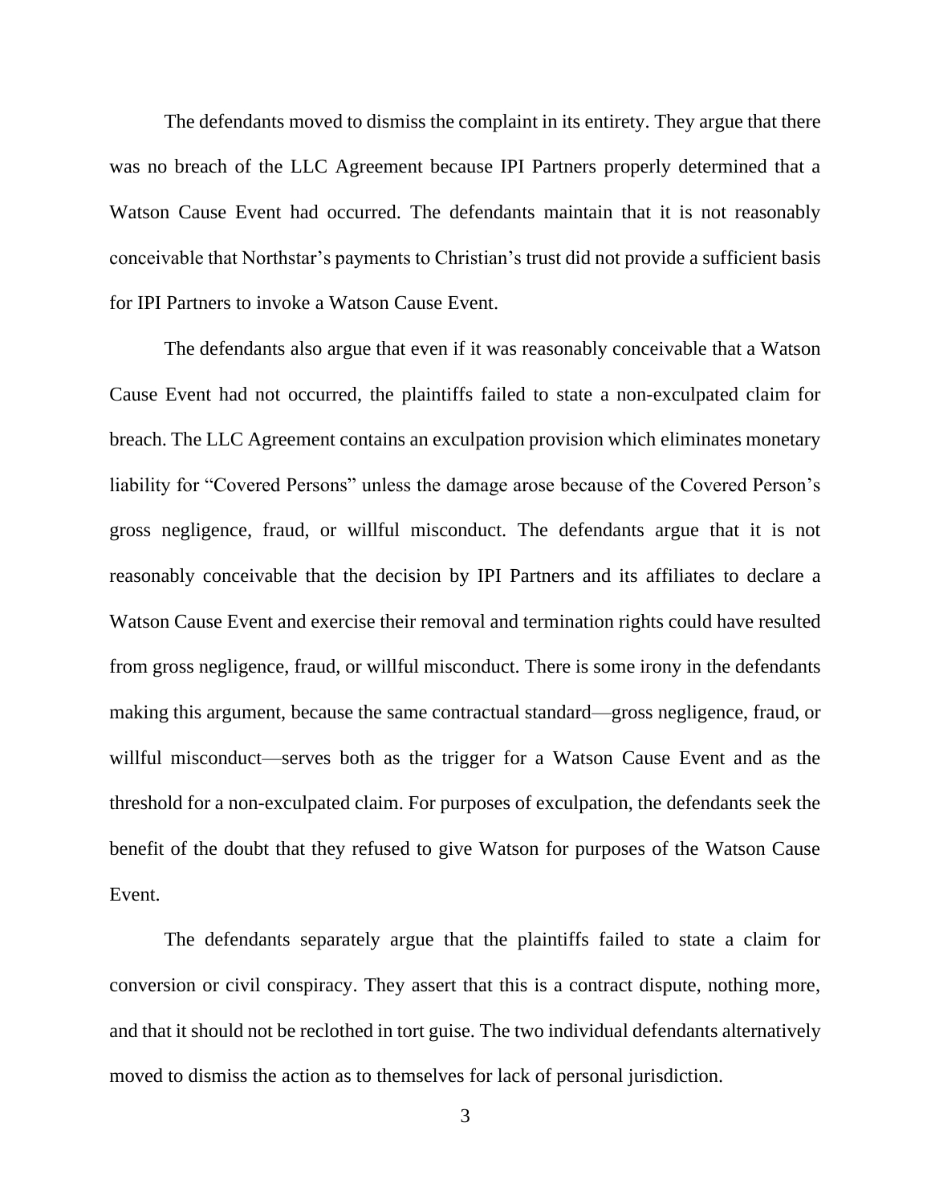The defendants moved to dismiss the complaint in its entirety. They argue that there was no breach of the LLC Agreement because IPI Partners properly determined that a Watson Cause Event had occurred. The defendants maintain that it is not reasonably conceivable that Northstar's payments to Christian's trust did not provide a sufficient basis for IPI Partners to invoke a Watson Cause Event.

The defendants also argue that even if it was reasonably conceivable that a Watson Cause Event had not occurred, the plaintiffs failed to state a non-exculpated claim for breach. The LLC Agreement contains an exculpation provision which eliminates monetary liability for "Covered Persons" unless the damage arose because of the Covered Person's gross negligence, fraud, or willful misconduct. The defendants argue that it is not reasonably conceivable that the decision by IPI Partners and its affiliates to declare a Watson Cause Event and exercise their removal and termination rights could have resulted from gross negligence, fraud, or willful misconduct. There is some irony in the defendants making this argument, because the same contractual standard—gross negligence, fraud, or willful misconduct—serves both as the trigger for a Watson Cause Event and as the threshold for a non-exculpated claim. For purposes of exculpation, the defendants seek the benefit of the doubt that they refused to give Watson for purposes of the Watson Cause Event.

The defendants separately argue that the plaintiffs failed to state a claim for conversion or civil conspiracy. They assert that this is a contract dispute, nothing more, and that it should not be reclothed in tort guise. The two individual defendants alternatively moved to dismiss the action as to themselves for lack of personal jurisdiction.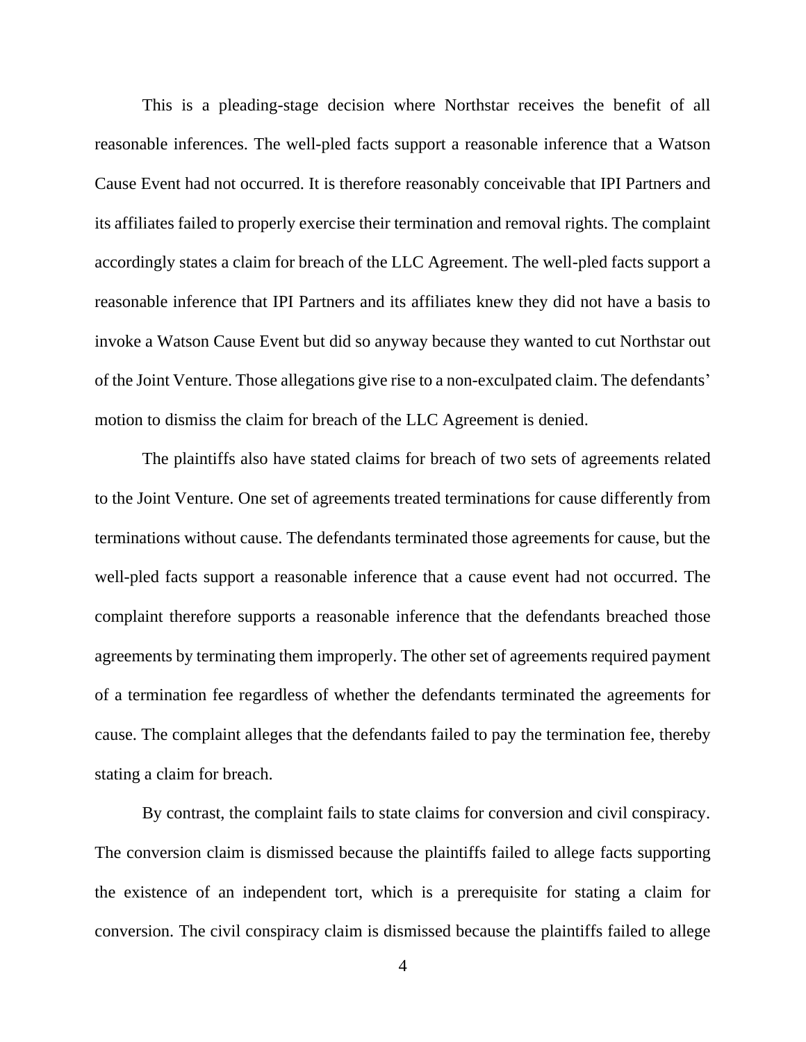This is a pleading-stage decision where Northstar receives the benefit of all reasonable inferences. The well-pled facts support a reasonable inference that a Watson Cause Event had not occurred. It is therefore reasonably conceivable that IPI Partners and its affiliates failed to properly exercise their termination and removal rights. The complaint accordingly states a claim for breach of the LLC Agreement. The well-pled facts support a reasonable inference that IPI Partners and its affiliates knew they did not have a basis to invoke a Watson Cause Event but did so anyway because they wanted to cut Northstar out of the Joint Venture. Those allegations give rise to a non-exculpated claim. The defendants' motion to dismiss the claim for breach of the LLC Agreement is denied.

The plaintiffs also have stated claims for breach of two sets of agreements related to the Joint Venture. One set of agreements treated terminations for cause differently from terminations without cause. The defendants terminated those agreements for cause, but the well-pled facts support a reasonable inference that a cause event had not occurred. The complaint therefore supports a reasonable inference that the defendants breached those agreements by terminating them improperly. The other set of agreements required payment of a termination fee regardless of whether the defendants terminated the agreements for cause. The complaint alleges that the defendants failed to pay the termination fee, thereby stating a claim for breach.

By contrast, the complaint fails to state claims for conversion and civil conspiracy. The conversion claim is dismissed because the plaintiffs failed to allege facts supporting the existence of an independent tort, which is a prerequisite for stating a claim for conversion. The civil conspiracy claim is dismissed because the plaintiffs failed to allege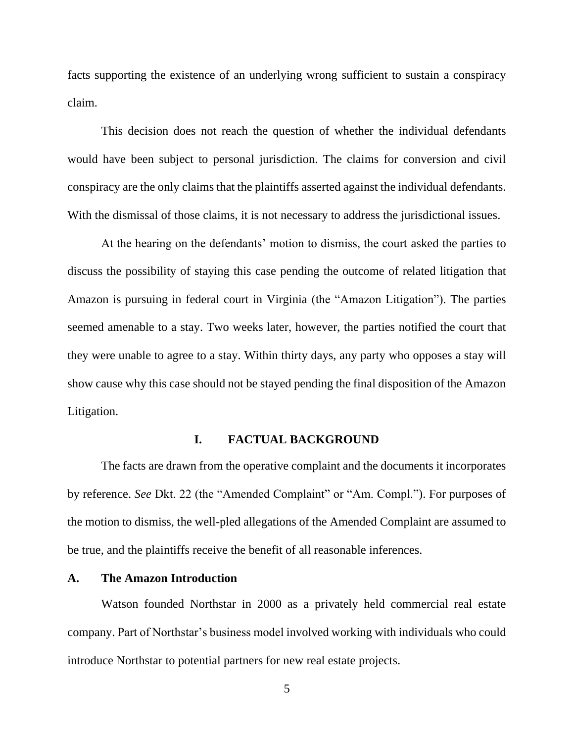facts supporting the existence of an underlying wrong sufficient to sustain a conspiracy claim.

This decision does not reach the question of whether the individual defendants would have been subject to personal jurisdiction. The claims for conversion and civil conspiracy are the only claims that the plaintiffs asserted against the individual defendants. With the dismissal of those claims, it is not necessary to address the jurisdictional issues.

At the hearing on the defendants' motion to dismiss, the court asked the parties to discuss the possibility of staying this case pending the outcome of related litigation that Amazon is pursuing in federal court in Virginia (the "Amazon Litigation"). The parties seemed amenable to a stay. Two weeks later, however, the parties notified the court that they were unable to agree to a stay. Within thirty days, any party who opposes a stay will show cause why this case should not be stayed pending the final disposition of the Amazon Litigation.

## I. FACTUAL BACKGROUND

The facts are drawn from the operative complaint and the documents it incorporates by reference. *See* Dkt. 22 (the "Amended Complaint" or "Am. Compl."). For purposes of the motion to dismiss, the well-pled allegations of the Amended Complaint are assumed to be true, and the plaintiffs receive the benefit of all reasonable inferences.

### A. The Amazon Introduction

Watson founded Northstar in 2000 as a privately held commercial real estate company. Part of Northstar's business model involved working with individuals who could introduce Northstar to potential partners for new real estate projects.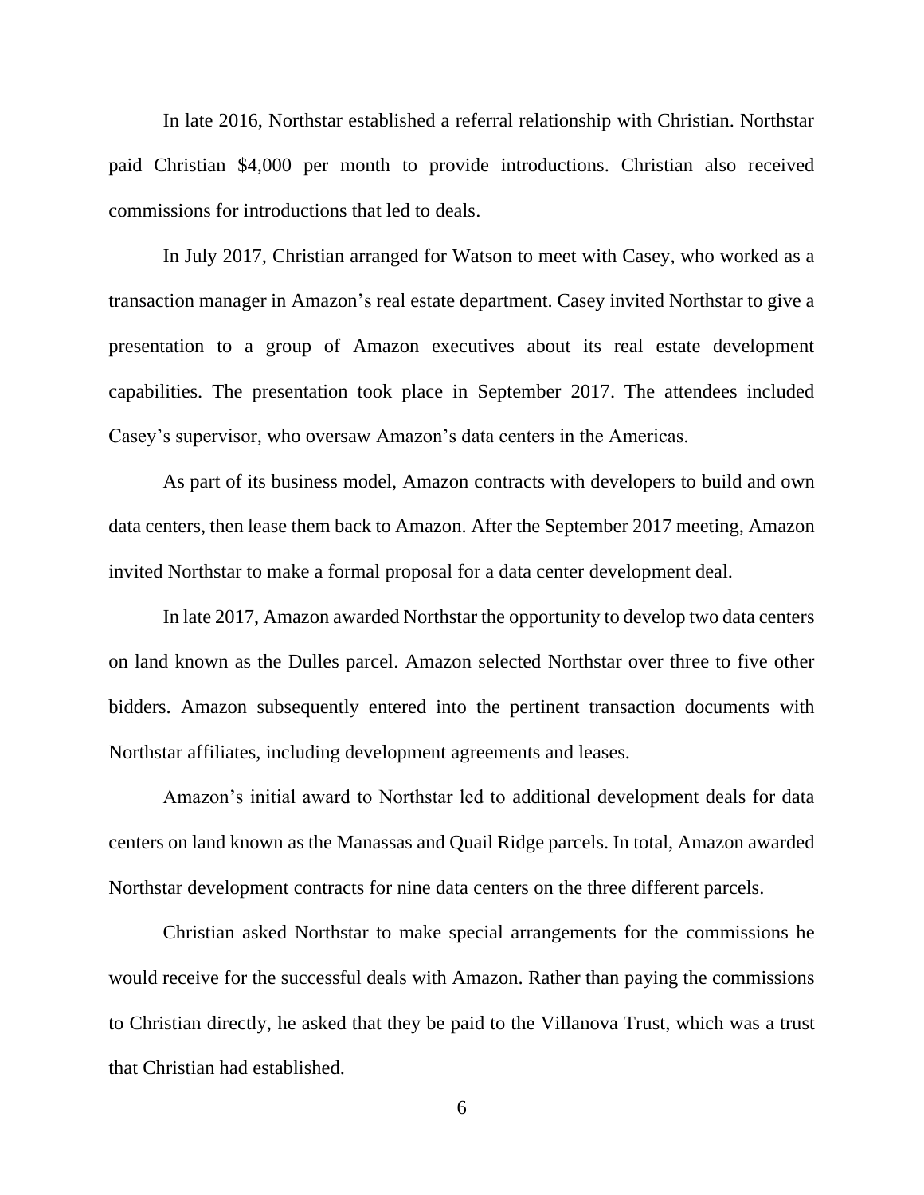In late 2016, Northstar established a referral relationship with Christian. Northstar paid Christian $4,000 per month to provide introductions. Christian also received commissions for introductions that led to deals.

In July 2017, Christian arranged for Watson to meet with Casey, who worked as a transaction manager in Amazon's real estate department. Casey invited Northstar to give a presentation to a group of Amazon executives about its real estate development capabilities. The presentation took place in September 2017. The attendees included Casey's supervisor, who oversaw Amazon's data centers in the Americas.

As part of its business model, Amazon contracts with developers to build and own data centers, then lease them back to Amazon. After the September 2017 meeting, Amazon invited Northstar to make a formal proposal for a data center development deal.

In late 2017, Amazon awarded Northstar the opportunity to develop two data centers on land known as the Dulles parcel. Amazon selected Northstar over three to five other bidders. Amazon subsequently entered into the pertinent transaction documents with Northstar affiliates, including development agreements and leases.

Amazon's initial award to Northstar led to additional development deals for data centers on land known as the Manassas and Quail Ridge parcels. In total, Amazon awarded Northstar development contracts for nine data centers on the three different parcels.

Christian asked Northstar to make special arrangements for the commissions he would receive for the successful deals with Amazon. Rather than paying the commissions to Christian directly, he asked that they be paid to the Villanova Trust, which was a trust that Christian had established.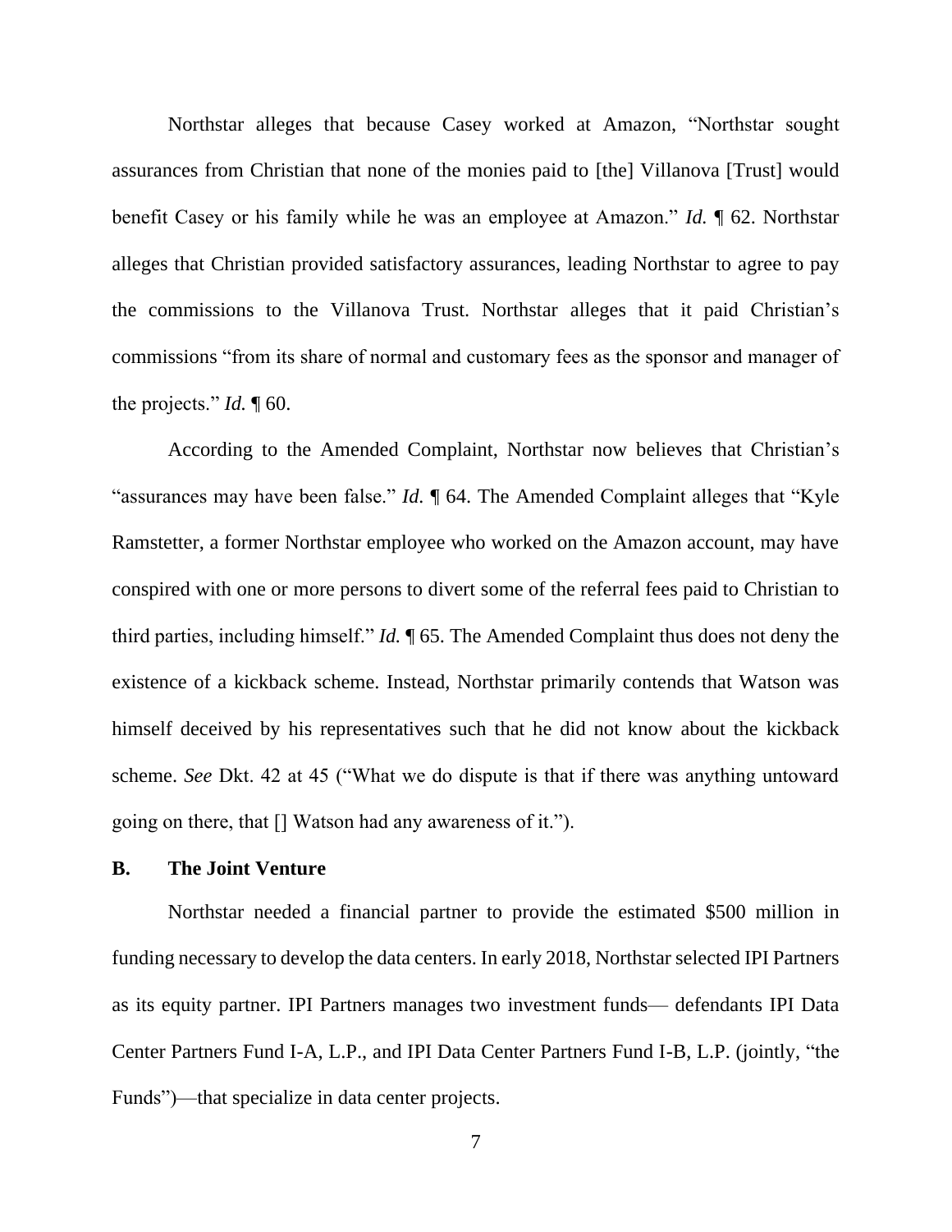Northstar alleges that because Casey worked at Amazon, "Northstar sought assurances from Christian that none of the monies paid to [the] Villanova [Trust] would benefit Casey or his family while he was an employee at Amazon." *Id.* ¶ 62. Northstar alleges that Christian provided satisfactory assurances, leading Northstar to agree to pay the commissions to the Villanova Trust. Northstar alleges that it paid Christian's commissions "from its share of normal and customary fees as the sponsor and manager of the projects." *Id.* ¶ 60.

According to the Amended Complaint, Northstar now believes that Christian's "assurances may have been false." *Id.* ¶ 64. The Amended Complaint alleges that "Kyle Ramstetter, a former Northstar employee who worked on the Amazon account, may have conspired with one or more persons to divert some of the referral fees paid to Christian to third parties, including himself." *Id.* ¶ 65. The Amended Complaint thus does not deny the existence of a kickback scheme. Instead, Northstar primarily contends that Watson was himself deceived by his representatives such that he did not know about the kickback scheme. *See* Dkt. 42 at 45 ("What we do dispute is that if there was anything untoward going on there, that [] Watson had any awareness of it.").

### B. The Joint Venture

Northstar needed a financial partner to provide the estimated $500 million in funding necessary to develop the data centers. In early 2018, Northstar selected IPI Partners as its equity partner. IPI Partners manages two investment funds— defendants IPI Data Center Partners Fund I-A, L.P., and IPI Data Center Partners Fund I-B, L.P. (jointly, "the Funds")—that specialize in data center projects.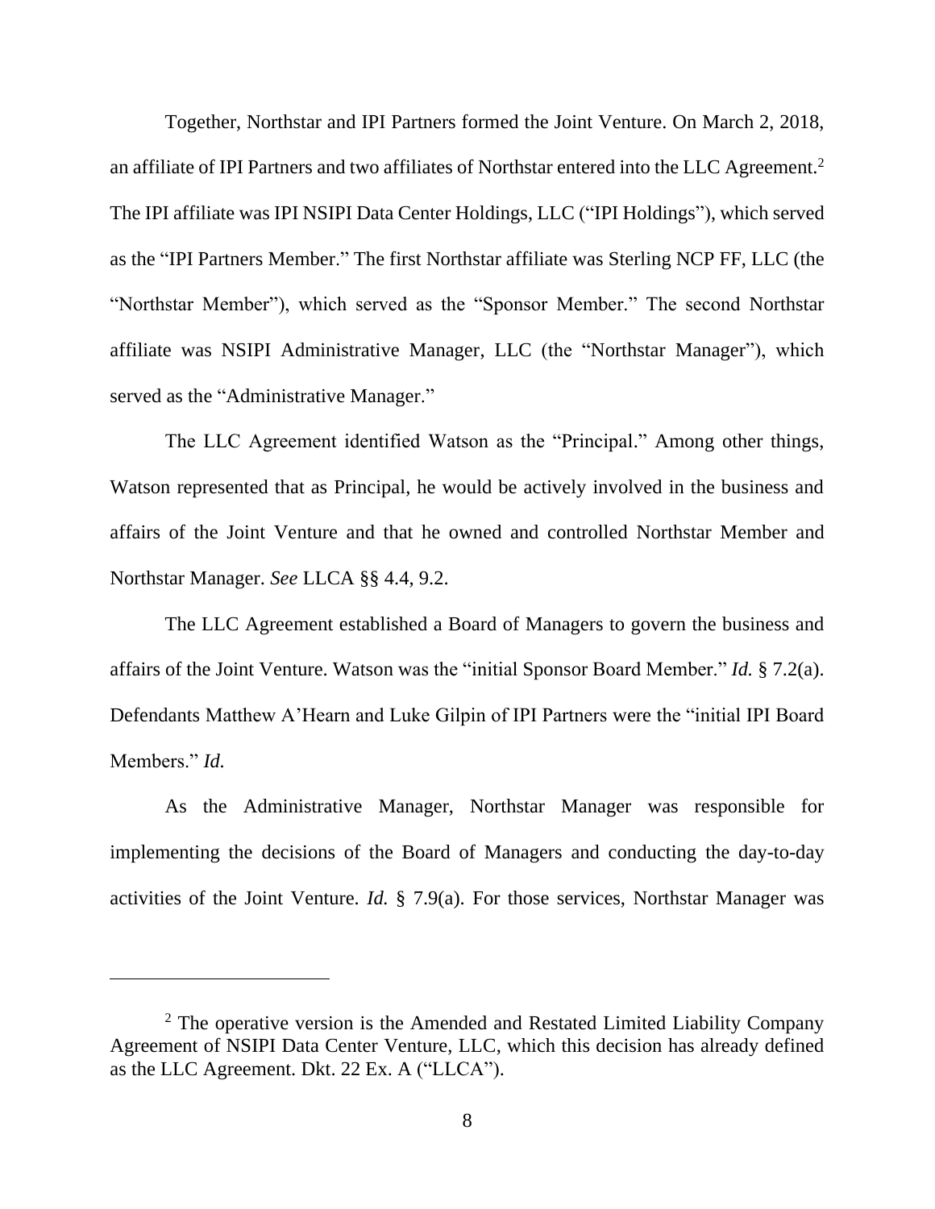Together, Northstar and IPI Partners formed the Joint Venture. On March 2, 2018, an affiliate of IPI Partners and two affiliates of Northstar entered into the LLC Agreement.[2] The IPI affiliate was IPI NSIPI Data Center Holdings, LLC ("IPI Holdings"), which served as the "IPI Partners Member." The first Northstar affiliate was Sterling NCP FF, LLC (the "Northstar Member"), which served as the "Sponsor Member." The second Northstar affiliate was NSIPI Administrative Manager, LLC (the "Northstar Manager"), which served as the "Administrative Manager."

The LLC Agreement identified Watson as the "Principal." Among other things, Watson represented that as Principal, he would be actively involved in the business and affairs of the Joint Venture and that he owned and controlled Northstar Member and Northstar Manager. *See* LLCA §§ 4.4, 9.2.

The LLC Agreement established a Board of Managers to govern the business and affairs of the Joint Venture. Watson was the "initial Sponsor Board Member." *Id.* § 7.2(a). Defendants Matthew A'Hearn and Luke Gilpin of IPI Partners were the "initial IPI Board Members." *Id.*

As the Administrative Manager, Northstar Manager was responsible for implementing the decisions of the Board of Managers and conducting the day-to-day activities of the Joint Venture. *Id.* § 7.9(a). For those services, Northstar Manager was

---

[2] The operative version is the Amended and Restated Limited Liability Company Agreement of NSIPI Data Center Venture, LLC, which this decision has already defined as the LLC Agreement. Dkt. 22 Ex. A ("LLCA").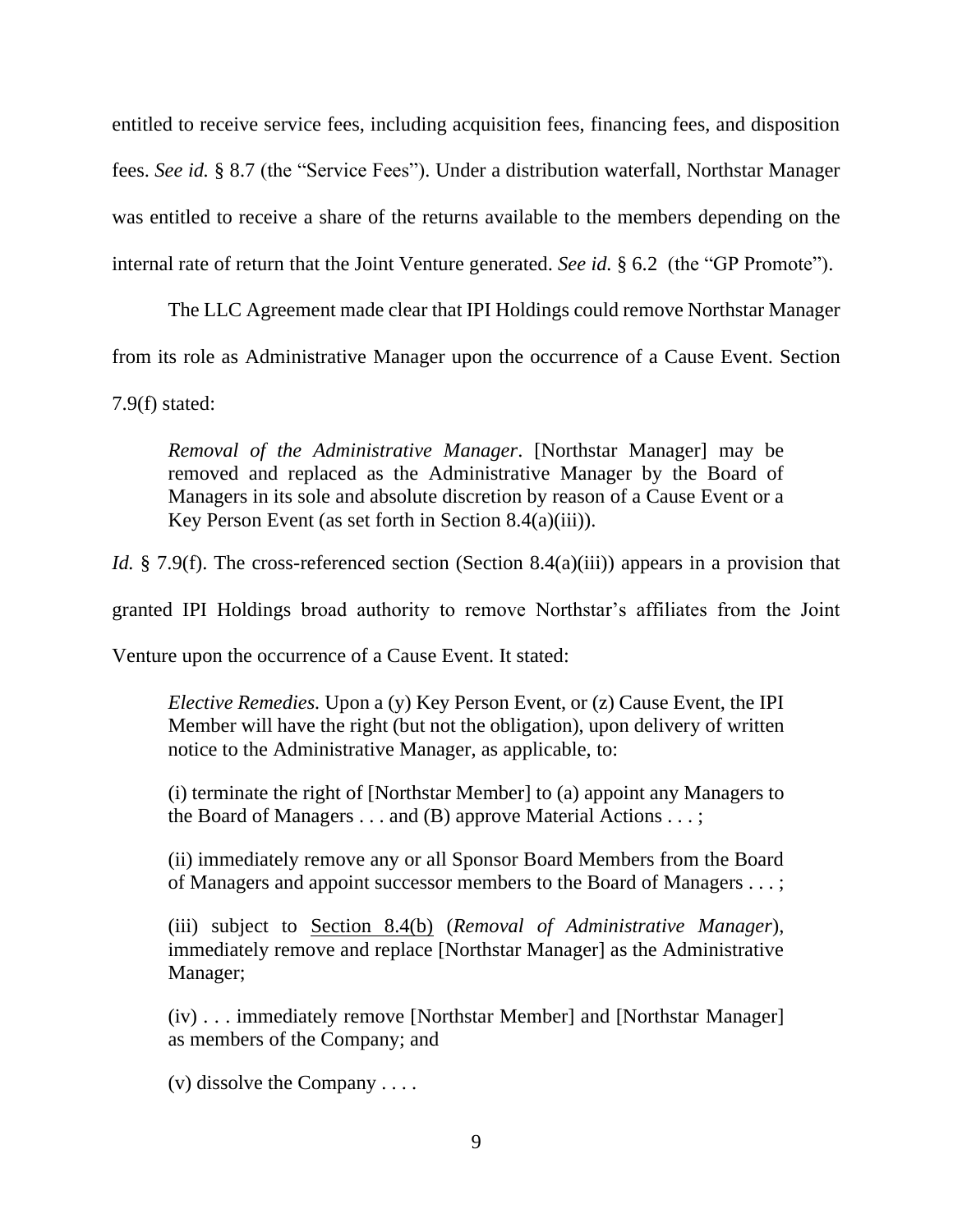entitled to receive service fees, including acquisition fees, financing fees, and disposition fees. *See id.* § 8.7 (the "Service Fees"). Under a distribution waterfall, Northstar Manager was entitled to receive a share of the returns available to the members depending on the internal rate of return that the Joint Venture generated. *See id.* § 6.2 (the "GP Promote").

The LLC Agreement made clear that IPI Holdings could remove Northstar Manager from its role as Administrative Manager upon the occurrence of a Cause Event. Section 7.9(f) stated:

> *Removal of the Administrative Manager*. [Northstar Manager] may be removed and replaced as the Administrative Manager by the Board of Managers in its sole and absolute discretion by reason of a Cause Event or a Key Person Event (as set forth in Section 8.4(a)(iii)).

*Id.* § 7.9(f). The cross-referenced section (Section 8.4(a)(iii)) appears in a provision that granted IPI Holdings broad authority to remove Northstar's affiliates from the Joint Venture upon the occurrence of a Cause Event. It stated:

> *Elective Remedies.* Upon a (y) Key Person Event, or (z) Cause Event, the IPI Member will have the right (but not the obligation), upon delivery of written notice to the Administrative Manager, as applicable, to:
>
> (i) terminate the right of [Northstar Member] to (a) appoint any Managers to the Board of Managers . . . and (B) approve Material Actions . . . ;
>
> (ii) immediately remove any or all Sponsor Board Members from the Board of Managers and appoint successor members to the Board of Managers . . . ;
>
> (iii) subject to <u>Section 8.4(b)</u> (*Removal of Administrative Manager*), immediately remove and replace [Northstar Manager] as the Administrative Manager;
>
> (iv) . . . immediately remove [Northstar Member] and [Northstar Manager] as members of the Company; and
>
> (v) dissolve the Company . . . .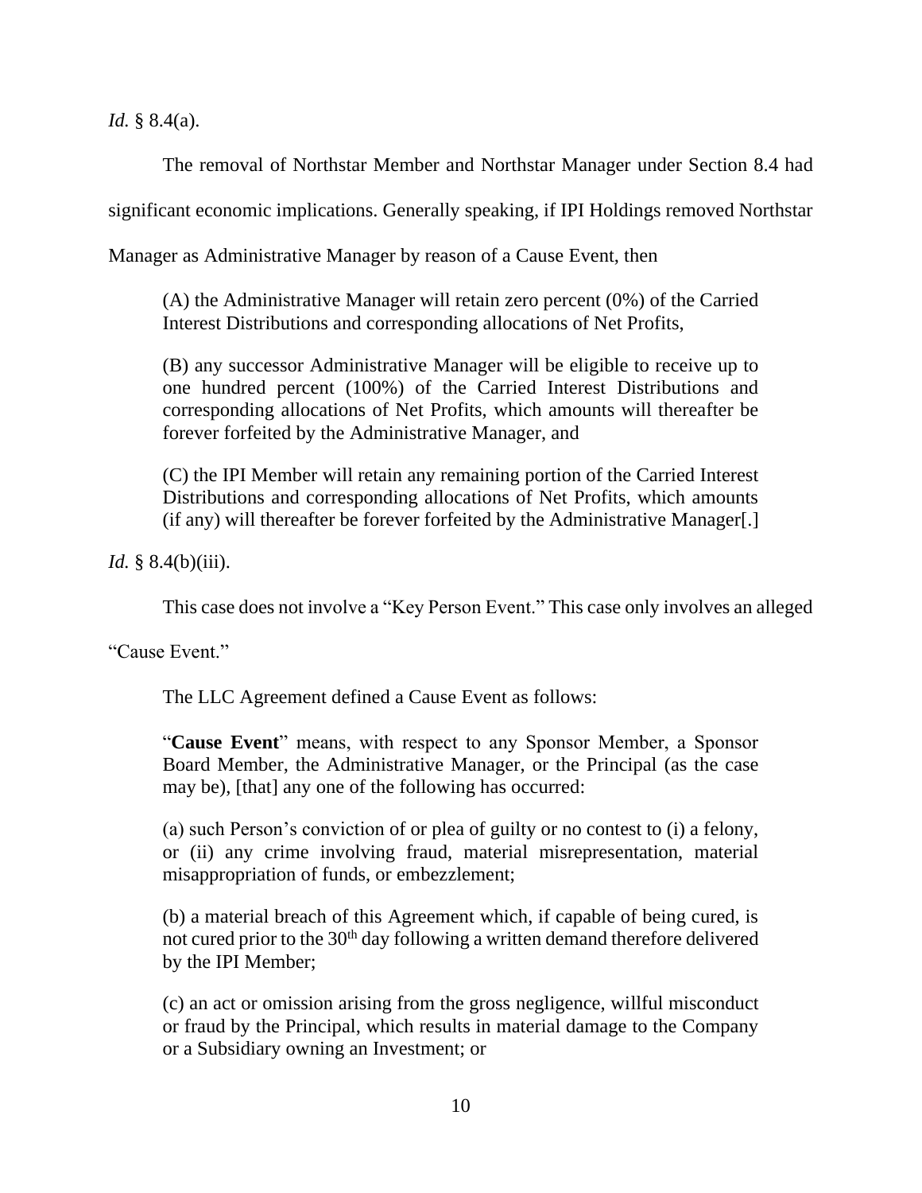*Id.* § 8.4(a).

The removal of Northstar Member and Northstar Manager under Section 8.4 had significant economic implications. Generally speaking, if IPI Holdings removed Northstar Manager as Administrative Manager by reason of a Cause Event, then

> (A) the Administrative Manager will retain zero percent (0%) of the Carried Interest Distributions and corresponding allocations of Net Profits,
>
> (B) any successor Administrative Manager will be eligible to receive up to one hundred percent (100%) of the Carried Interest Distributions and corresponding allocations of Net Profits, which amounts will thereafter be forever forfeited by the Administrative Manager, and
>
> (C) the IPI Member will retain any remaining portion of the Carried Interest Distributions and corresponding allocations of Net Profits, which amounts (if any) will thereafter be forever forfeited by the Administrative Manager[.]

*Id.* § 8.4(b)(iii).

This case does not involve a "Key Person Event." This case only involves an alleged "Cause Event."

The LLC Agreement defined a Cause Event as follows:

> "**Cause Event**" means, with respect to any Sponsor Member, a Sponsor Board Member, the Administrative Manager, or the Principal (as the case may be), [that] any one of the following has occurred:
>
> (a) such Person's conviction of or plea of guilty or no contest to (i) a felony, or (ii) any crime involving fraud, material misrepresentation, material misappropriation of funds, or embezzlement;
>
> (b) a material breach of this Agreement which, if capable of being cured, is not cured prior to the 30th day following a written demand therefore delivered by the IPI Member;
>
> (c) an act or omission arising from the gross negligence, willful misconduct or fraud by the Principal, which results in material damage to the Company or a Subsidiary owning an Investment; or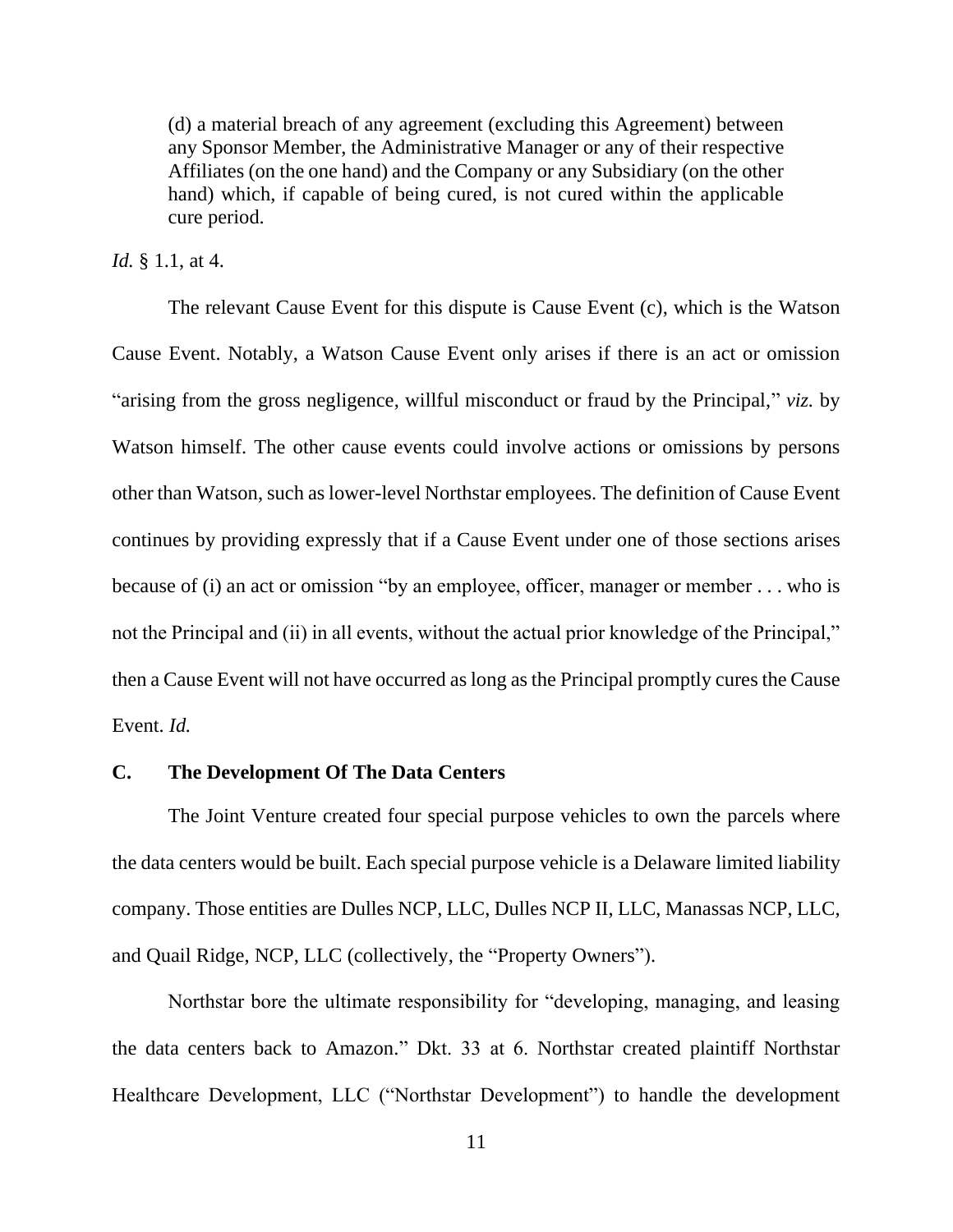> (d) a material breach of any agreement (excluding this Agreement) between any Sponsor Member, the Administrative Manager or any of their respective Affiliates (on the one hand) and the Company or any Subsidiary (on the other hand) which, if capable of being cured, is not cured within the applicable cure period.

*Id.* § 1.1, at 4.

The relevant Cause Event for this dispute is Cause Event (c), which is the Watson Cause Event. Notably, a Watson Cause Event only arises if there is an act or omission "arising from the gross negligence, willful misconduct or fraud by the Principal," *viz.* by Watson himself. The other cause events could involve actions or omissions by persons other than Watson, such as lower-level Northstar employees. The definition of Cause Event continues by providing expressly that if a Cause Event under one of those sections arises because of (i) an act or omission "by an employee, officer, manager or member . . . who is not the Principal and (ii) in all events, without the actual prior knowledge of the Principal," then a Cause Event will not have occurred as long as the Principal promptly cures the Cause Event. *Id.*

### C. The Development Of The Data Centers

The Joint Venture created four special purpose vehicles to own the parcels where the data centers would be built. Each special purpose vehicle is a Delaware limited liability company. Those entities are Dulles NCP, LLC, Dulles NCP II, LLC, Manassas NCP, LLC, and Quail Ridge, NCP, LLC (collectively, the "Property Owners").

Northstar bore the ultimate responsibility for "developing, managing, and leasing the data centers back to Amazon." Dkt. 33 at 6. Northstar created plaintiff Northstar Healthcare Development, LLC ("Northstar Development") to handle the development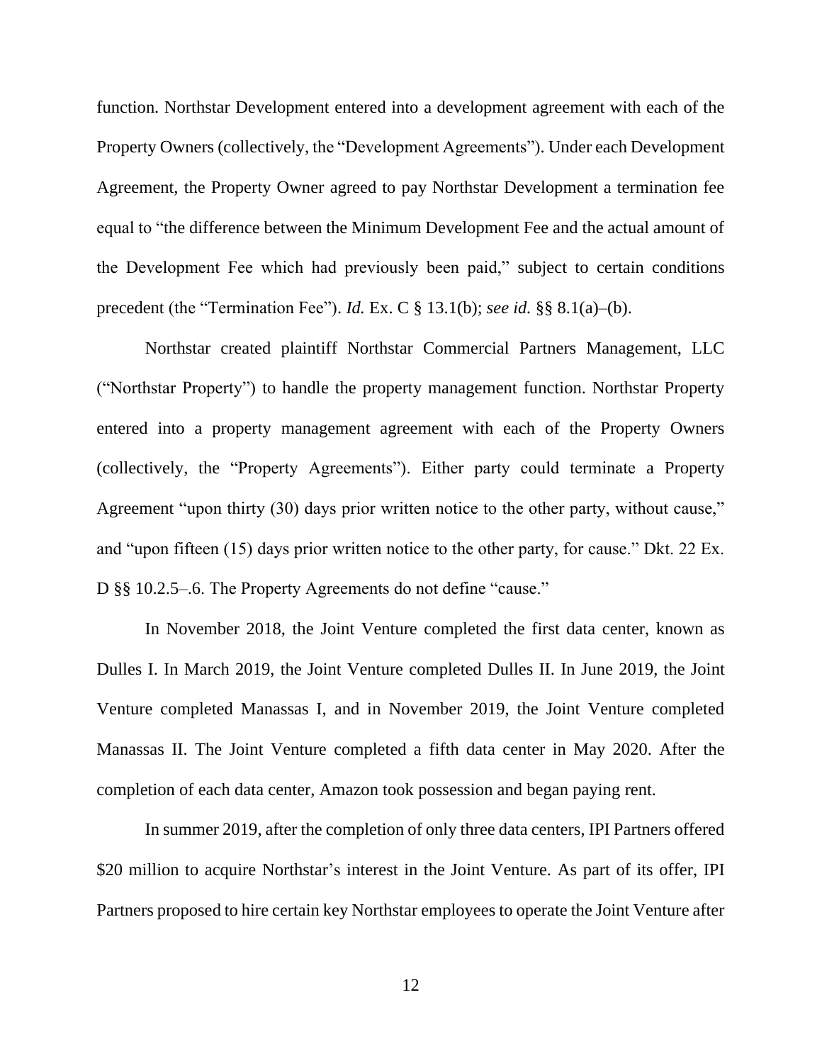function. Northstar Development entered into a development agreement with each of the Property Owners (collectively, the "Development Agreements"). Under each Development Agreement, the Property Owner agreed to pay Northstar Development a termination fee equal to "the difference between the Minimum Development Fee and the actual amount of the Development Fee which had previously been paid," subject to certain conditions precedent (the "Termination Fee"). *Id.* Ex. C § 13.1(b); *see id.* §§ 8.1(a)–(b).

Northstar created plaintiff Northstar Commercial Partners Management, LLC ("Northstar Property") to handle the property management function. Northstar Property entered into a property management agreement with each of the Property Owners (collectively, the "Property Agreements"). Either party could terminate a Property Agreement "upon thirty (30) days prior written notice to the other party, without cause," and "upon fifteen (15) days prior written notice to the other party, for cause." Dkt. 22 Ex. D §§ 10.2.5–.6. The Property Agreements do not define "cause."

In November 2018, the Joint Venture completed the first data center, known as Dulles I. In March 2019, the Joint Venture completed Dulles II. In June 2019, the Joint Venture completed Manassas I, and in November 2019, the Joint Venture completed Manassas II. The Joint Venture completed a fifth data center in May 2020. After the completion of each data center, Amazon took possession and began paying rent.

In summer 2019, after the completion of only three data centers, IPI Partners offered $20 million to acquire Northstar's interest in the Joint Venture. As part of its offer, IPI Partners proposed to hire certain key Northstar employees to operate the Joint Venture after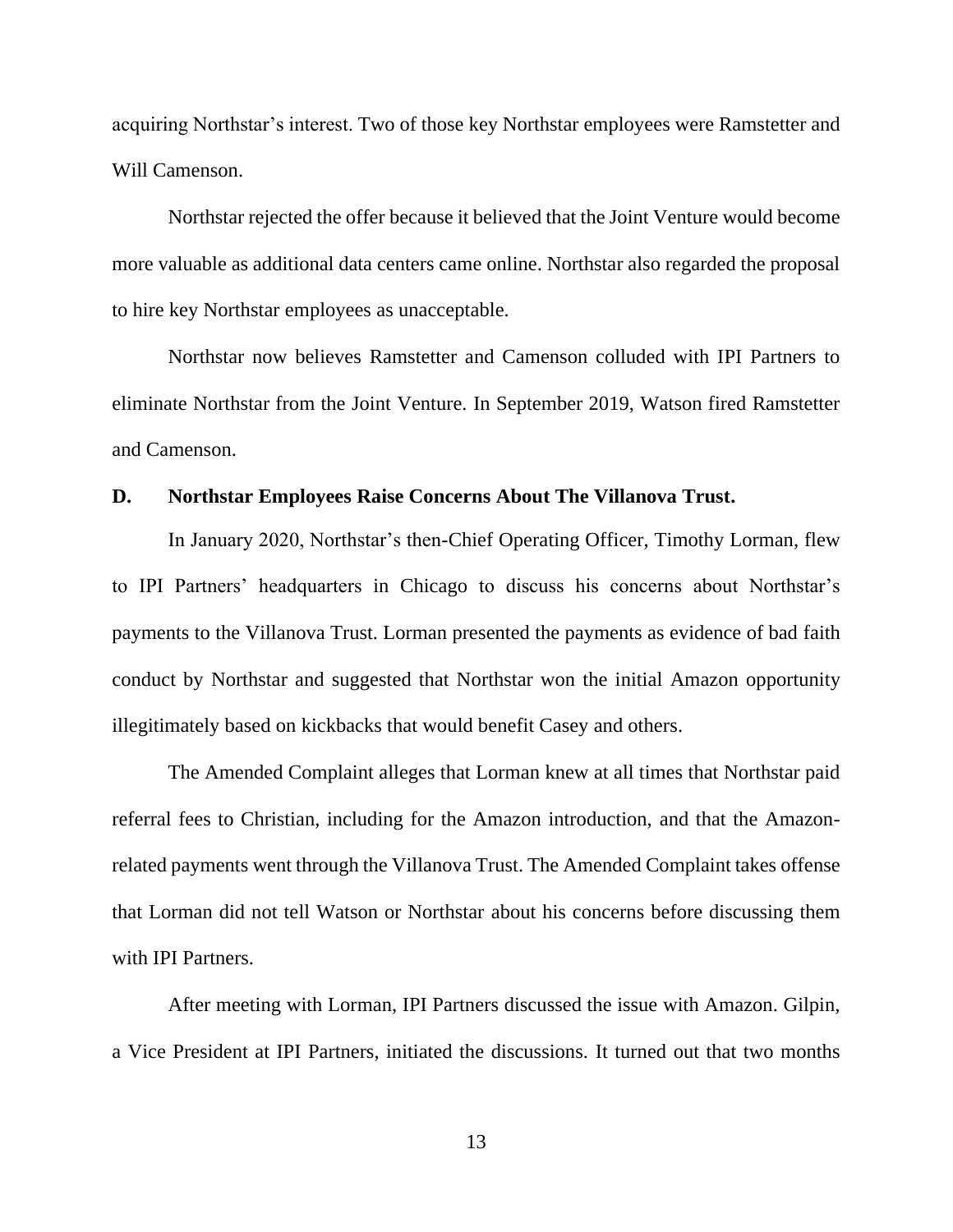acquiring Northstar's interest. Two of those key Northstar employees were Ramstetter and Will Camenson.

Northstar rejected the offer because it believed that the Joint Venture would become more valuable as additional data centers came online. Northstar also regarded the proposal to hire key Northstar employees as unacceptable.

Northstar now believes Ramstetter and Camenson colluded with IPI Partners to eliminate Northstar from the Joint Venture. In September 2019, Watson fired Ramstetter and Camenson.

### D. Northstar Employees Raise Concerns About The Villanova Trust.

In January 2020, Northstar's then-Chief Operating Officer, Timothy Lorman, flew to IPI Partners' headquarters in Chicago to discuss his concerns about Northstar's payments to the Villanova Trust. Lorman presented the payments as evidence of bad faith conduct by Northstar and suggested that Northstar won the initial Amazon opportunity illegitimately based on kickbacks that would benefit Casey and others.

The Amended Complaint alleges that Lorman knew at all times that Northstar paid referral fees to Christian, including for the Amazon introduction, and that the Amazon-related payments went through the Villanova Trust. The Amended Complaint takes offense that Lorman did not tell Watson or Northstar about his concerns before discussing them with IPI Partners.

After meeting with Lorman, IPI Partners discussed the issue with Amazon. Gilpin, a Vice President at IPI Partners, initiated the discussions. It turned out that two months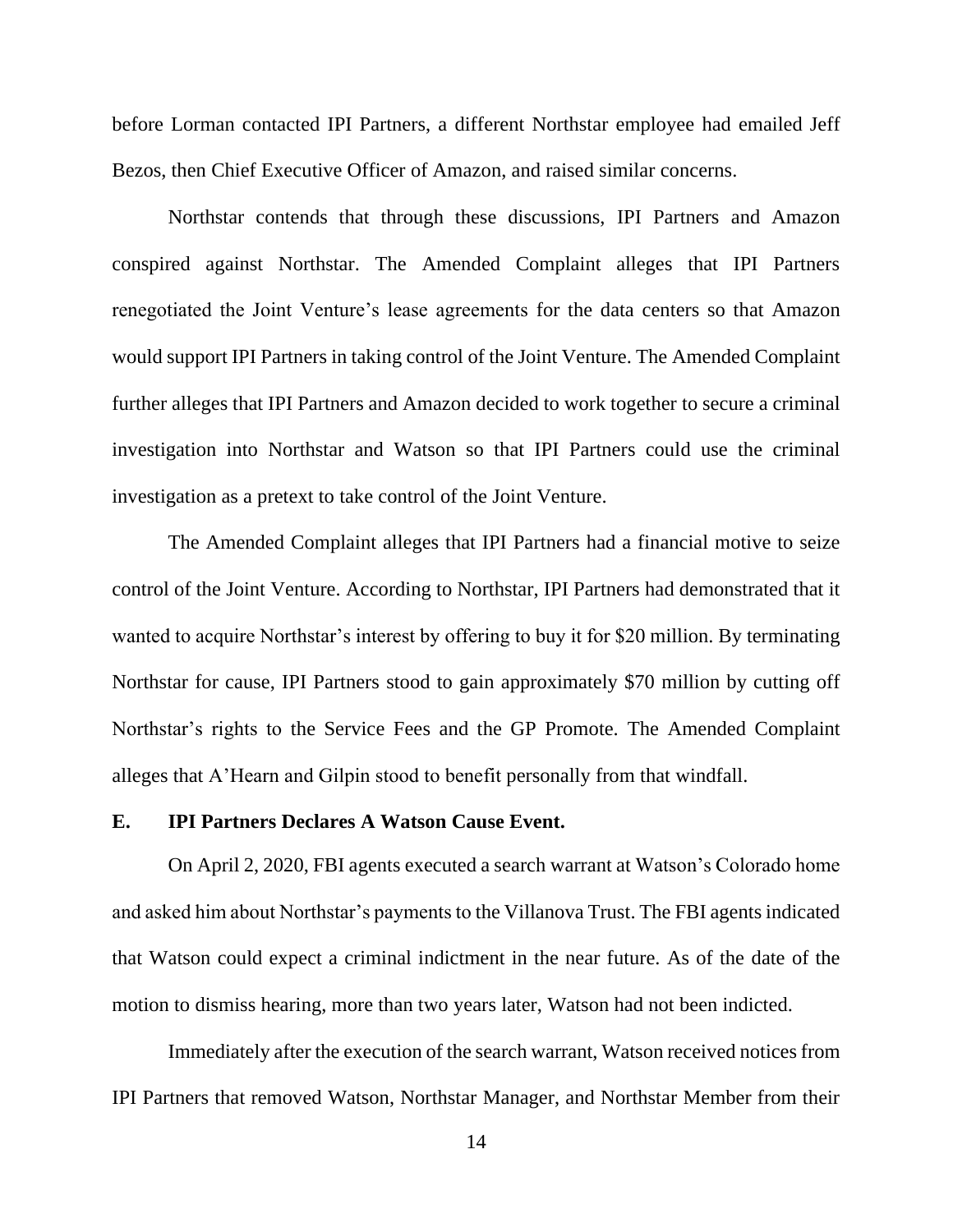before Lorman contacted IPI Partners, a different Northstar employee had emailed Jeff Bezos, then Chief Executive Officer of Amazon, and raised similar concerns.

Northstar contends that through these discussions, IPI Partners and Amazon conspired against Northstar. The Amended Complaint alleges that IPI Partners renegotiated the Joint Venture's lease agreements for the data centers so that Amazon would support IPI Partners in taking control of the Joint Venture. The Amended Complaint further alleges that IPI Partners and Amazon decided to work together to secure a criminal investigation into Northstar and Watson so that IPI Partners could use the criminal investigation as a pretext to take control of the Joint Venture.

The Amended Complaint alleges that IPI Partners had a financial motive to seize control of the Joint Venture. According to Northstar, IPI Partners had demonstrated that it wanted to acquire Northstar's interest by offering to buy it for $20 million. By terminating Northstar for cause, IPI Partners stood to gain approximately $70 million by cutting off Northstar's rights to the Service Fees and the GP Promote. The Amended Complaint alleges that A'Hearn and Gilpin stood to benefit personally from that windfall.

### E. IPI Partners Declares A Watson Cause Event.

On April 2, 2020, FBI agents executed a search warrant at Watson's Colorado home and asked him about Northstar's payments to the Villanova Trust. The FBI agents indicated that Watson could expect a criminal indictment in the near future. As of the date of the motion to dismiss hearing, more than two years later, Watson had not been indicted.

Immediately after the execution of the search warrant, Watson received notices from IPI Partners that removed Watson, Northstar Manager, and Northstar Member from their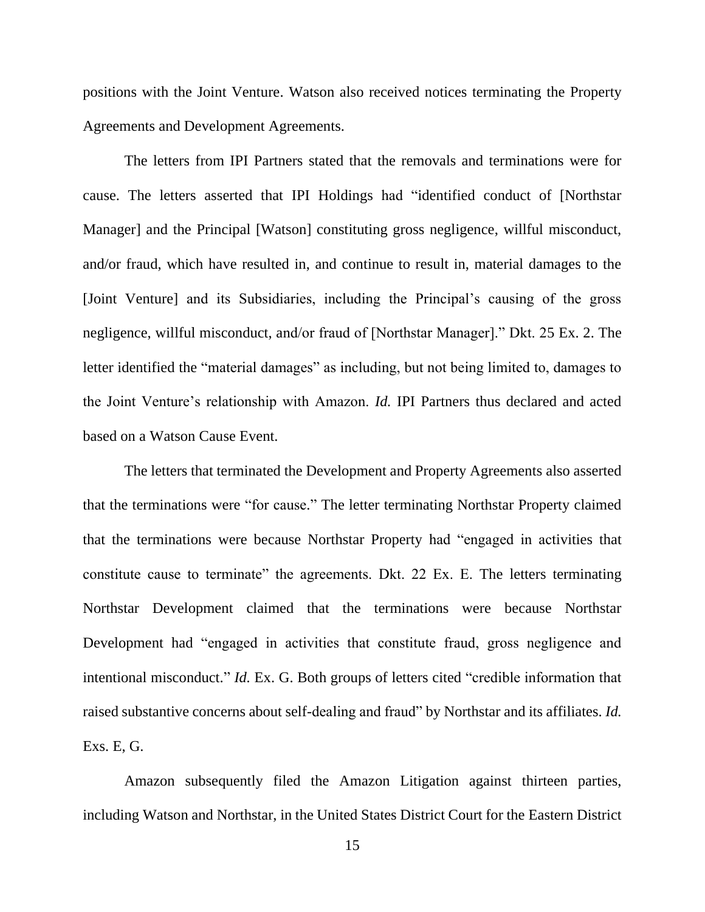positions with the Joint Venture. Watson also received notices terminating the Property Agreements and Development Agreements.

The letters from IPI Partners stated that the removals and terminations were for cause. The letters asserted that IPI Holdings had "identified conduct of [Northstar Manager] and the Principal [Watson] constituting gross negligence, willful misconduct, and/or fraud, which have resulted in, and continue to result in, material damages to the [Joint Venture] and its Subsidiaries, including the Principal's causing of the gross negligence, willful misconduct, and/or fraud of [Northstar Manager]." Dkt. 25 Ex. 2. The letter identified the "material damages" as including, but not being limited to, damages to the Joint Venture's relationship with Amazon. *Id.* IPI Partners thus declared and acted based on a Watson Cause Event.

The letters that terminated the Development and Property Agreements also asserted that the terminations were "for cause." The letter terminating Northstar Property claimed that the terminations were because Northstar Property had "engaged in activities that constitute cause to terminate" the agreements. Dkt. 22 Ex. E. The letters terminating Northstar Development claimed that the terminations were because Northstar Development had "engaged in activities that constitute fraud, gross negligence and intentional misconduct." *Id.* Ex. G. Both groups of letters cited "credible information that raised substantive concerns about self-dealing and fraud" by Northstar and its affiliates. *Id.* Exs. E, G.

Amazon subsequently filed the Amazon Litigation against thirteen parties, including Watson and Northstar, in the United States District Court for the Eastern District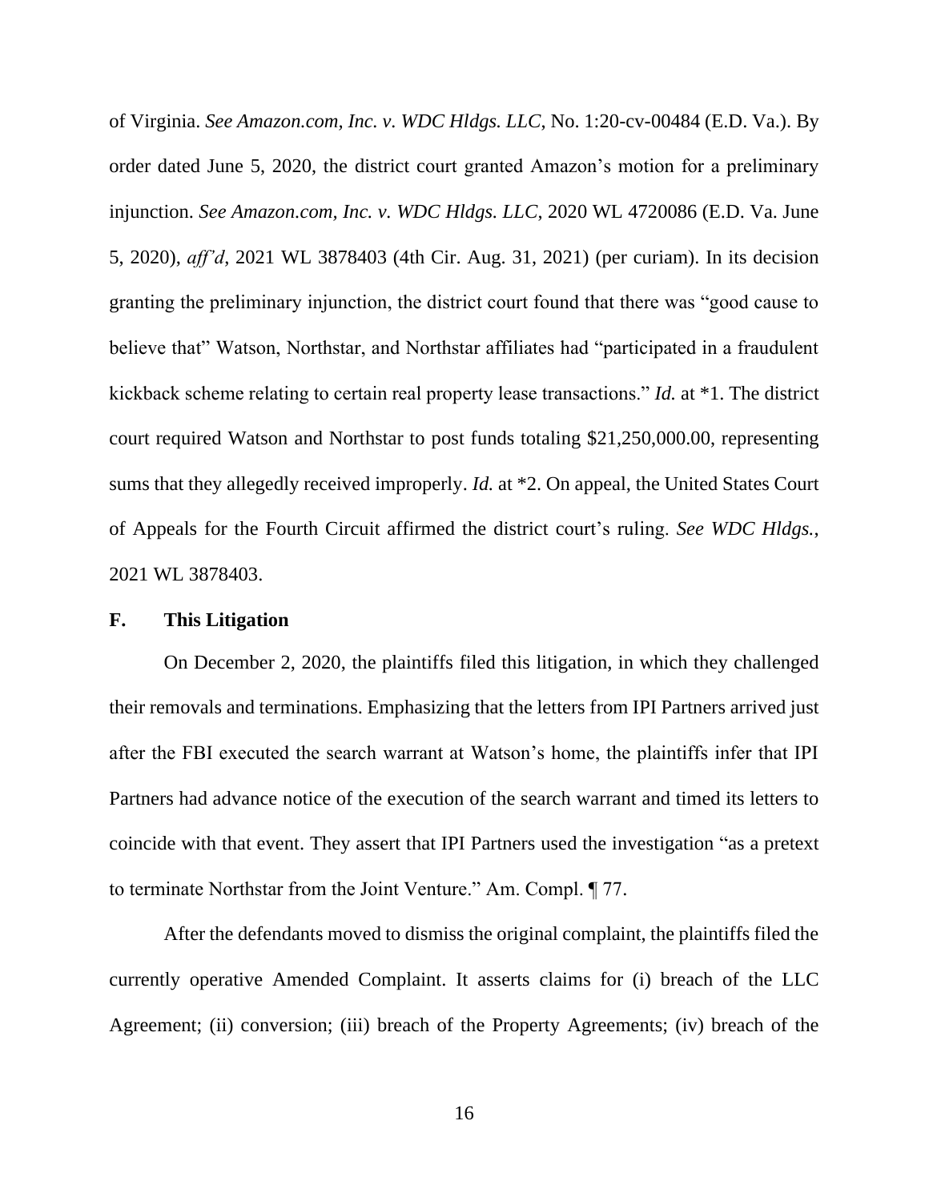of Virginia. *See Amazon.com, Inc. v. WDC Hldgs. LLC*, No. 1:20-cv-00484 (E.D. Va.). By order dated June 5, 2020, the district court granted Amazon's motion for a preliminary injunction. *See Amazon.com, Inc. v. WDC Hldgs. LLC*, 2020 WL 4720086 (E.D. Va. June 5, 2020), *aff'd*, 2021 WL 3878403 (4th Cir. Aug. 31, 2021) (per curiam). In its decision granting the preliminary injunction, the district court found that there was "good cause to believe that" Watson, Northstar, and Northstar affiliates had "participated in a fraudulent kickback scheme relating to certain real property lease transactions." *Id.* at *1. The district court required Watson and Northstar to post funds totaling $21,250,000.00, representing sums that they allegedly received improperly. *Id.* at *2. On appeal, the United States Court of Appeals for the Fourth Circuit affirmed the district court's ruling. *See WDC Hldgs.*, 2021 WL 3878403.

### F. This Litigation

On December 2, 2020, the plaintiffs filed this litigation, in which they challenged their removals and terminations. Emphasizing that the letters from IPI Partners arrived just after the FBI executed the search warrant at Watson's home, the plaintiffs infer that IPI Partners had advance notice of the execution of the search warrant and timed its letters to coincide with that event. They assert that IPI Partners used the investigation "as a pretext to terminate Northstar from the Joint Venture." Am. Compl. ¶ 77.

After the defendants moved to dismiss the original complaint, the plaintiffs filed the currently operative Amended Complaint. It asserts claims for (i) breach of the LLC Agreement; (ii) conversion; (iii) breach of the Property Agreements; (iv) breach of the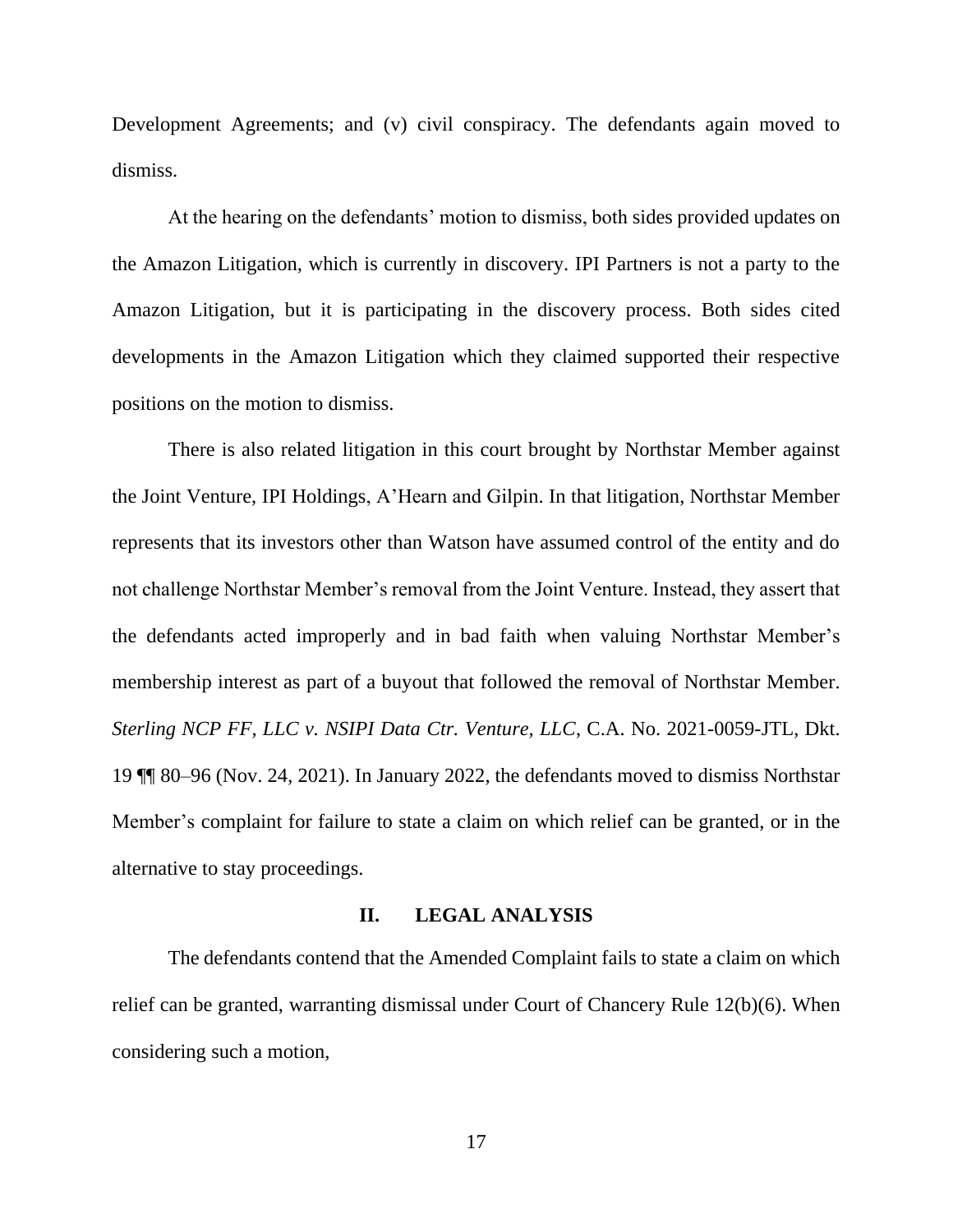Development Agreements; and (v) civil conspiracy. The defendants again moved to dismiss.

At the hearing on the defendants' motion to dismiss, both sides provided updates on the Amazon Litigation, which is currently in discovery. IPI Partners is not a party to the Amazon Litigation, but it is participating in the discovery process. Both sides cited developments in the Amazon Litigation which they claimed supported their respective positions on the motion to dismiss.

There is also related litigation in this court brought by Northstar Member against the Joint Venture, IPI Holdings, A'Hearn and Gilpin. In that litigation, Northstar Member represents that its investors other than Watson have assumed control of the entity and do not challenge Northstar Member's removal from the Joint Venture. Instead, they assert that the defendants acted improperly and in bad faith when valuing Northstar Member's membership interest as part of a buyout that followed the removal of Northstar Member. *Sterling NCP FF, LLC v. NSIPI Data Ctr. Venture, LLC*, C.A. No. 2021-0059-JTL, Dkt. 19 ¶¶ 80–96 (Nov. 24, 2021). In January 2022, the defendants moved to dismiss Northstar Member's complaint for failure to state a claim on which relief can be granted, or in the alternative to stay proceedings.

## II. LEGAL ANALYSIS

The defendants contend that the Amended Complaint fails to state a claim on which relief can be granted, warranting dismissal under Court of Chancery Rule 12(b)(6). When considering such a motion,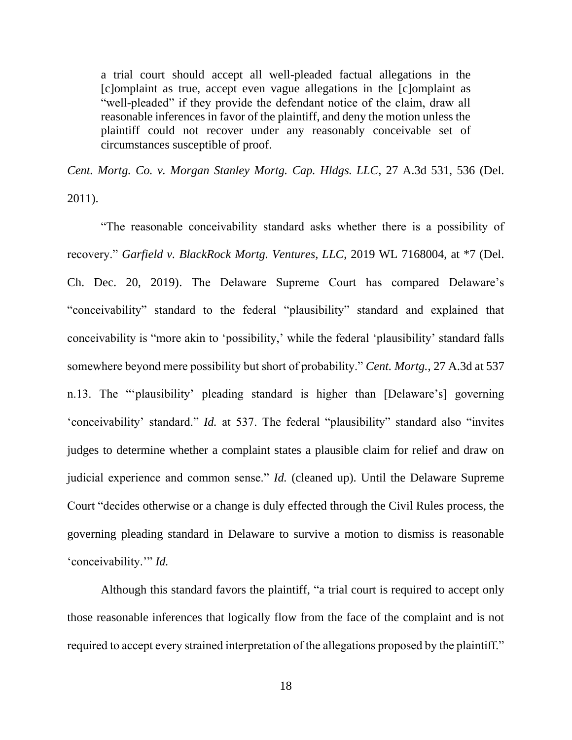> a trial court should accept all well-pleaded factual allegations in the [c]omplaint as true, accept even vague allegations in the [c]omplaint as "well-pleaded" if they provide the defendant notice of the claim, draw all reasonable inferences in favor of the plaintiff, and deny the motion unless the plaintiff could not recover under any reasonably conceivable set of circumstances susceptible of proof.

*Cent. Mortg. Co. v. Morgan Stanley Mortg. Cap. Hldgs. LLC*, 27 A.3d 531, 536 (Del. 2011).

"The reasonable conceivability standard asks whether there is a possibility of recovery." *Garfield v. BlackRock Mortg. Ventures, LLC*, 2019 WL 7168004, at *7 (Del. Ch. Dec. 20, 2019). The Delaware Supreme Court has compared Delaware's "conceivability" standard to the federal "plausibility" standard and explained that conceivability is "more akin to 'possibility,' while the federal 'plausibility' standard falls somewhere beyond mere possibility but short of probability." *Cent. Mortg.*, 27 A.3d at 537 n.13. The "'plausibility' pleading standard is higher than [Delaware's] governing 'conceivability' standard." *Id.* at 537. The federal "plausibility" standard also "invites judges to determine whether a complaint states a plausible claim for relief and draw on judicial experience and common sense." *Id.* (cleaned up). Until the Delaware Supreme Court "decides otherwise or a change is duly effected through the Civil Rules process, the governing pleading standard in Delaware to survive a motion to dismiss is reasonable 'conceivability.'" *Id.*

Although this standard favors the plaintiff, "a trial court is required to accept only those reasonable inferences that logically flow from the face of the complaint and is not required to accept every strained interpretation of the allegations proposed by the plaintiff."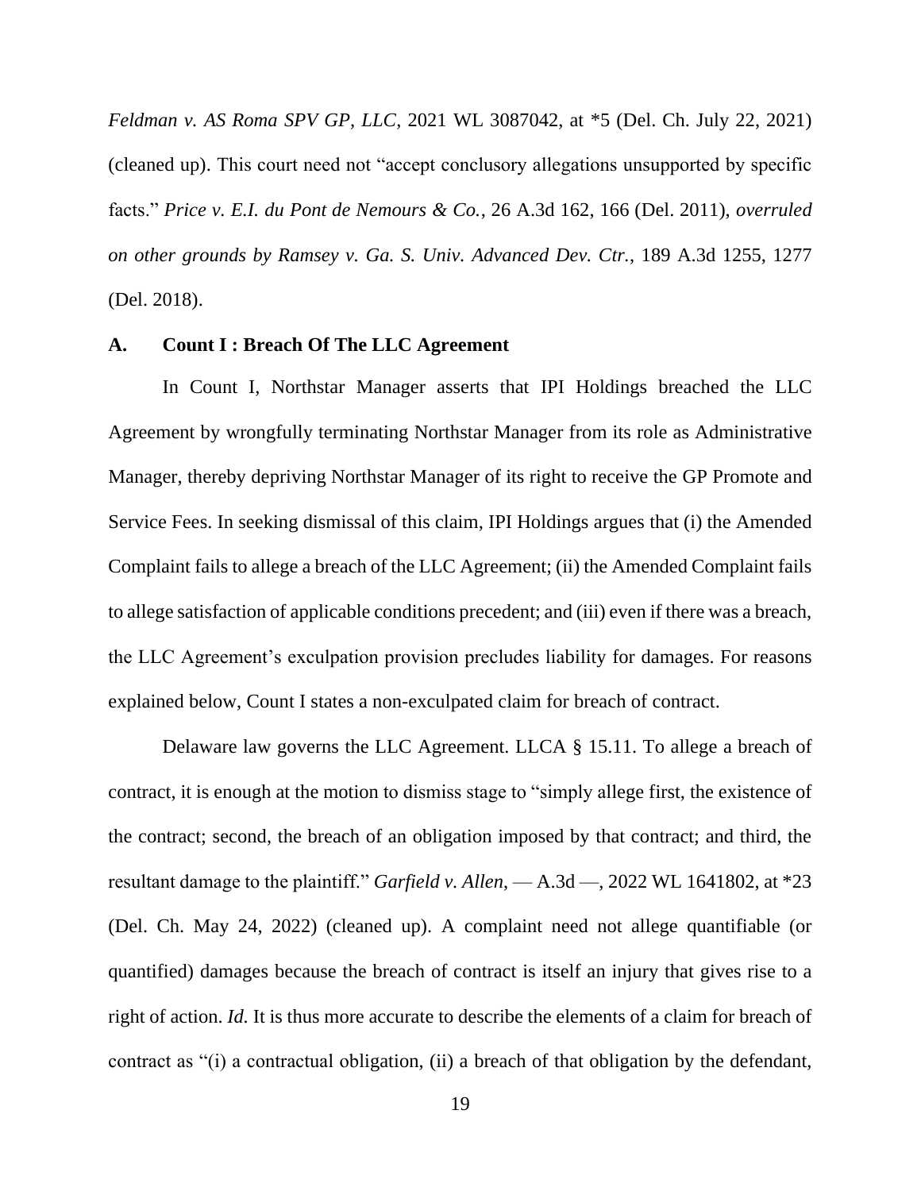*Feldman v. AS Roma SPV GP, LLC*, 2021 WL 3087042, at *5 (Del. Ch. July 22, 2021) (cleaned up). This court need not "accept conclusory allegations unsupported by specific facts." *Price v. E.I. du Pont de Nemours & Co.*, 26 A.3d 162, 166 (Del. 2011), *overruled on other grounds by Ramsey v. Ga. S. Univ. Advanced Dev. Ctr.*, 189 A.3d 1255, 1277 (Del. 2018).

### A. Count I : Breach Of The LLC Agreement

In Count I, Northstar Manager asserts that IPI Holdings breached the LLC Agreement by wrongfully terminating Northstar Manager from its role as Administrative Manager, thereby depriving Northstar Manager of its right to receive the GP Promote and Service Fees. In seeking dismissal of this claim, IPI Holdings argues that (i) the Amended Complaint fails to allege a breach of the LLC Agreement; (ii) the Amended Complaint fails to allege satisfaction of applicable conditions precedent; and (iii) even if there was a breach, the LLC Agreement's exculpation provision precludes liability for damages. For reasons explained below, Count I states a non-exculpated claim for breach of contract.

Delaware law governs the LLC Agreement. LLCA § 15.11. To allege a breach of contract, it is enough at the motion to dismiss stage to "simply allege first, the existence of the contract; second, the breach of an obligation imposed by that contract; and third, the resultant damage to the plaintiff." *Garfield v. Allen*, — A.3d —, 2022 WL 1641802, at *23 (Del. Ch. May 24, 2022) (cleaned up). A complaint need not allege quantifiable (or quantified) damages because the breach of contract is itself an injury that gives rise to a right of action. *Id.* It is thus more accurate to describe the elements of a claim for breach of contract as "(i) a contractual obligation, (ii) a breach of that obligation by the defendant,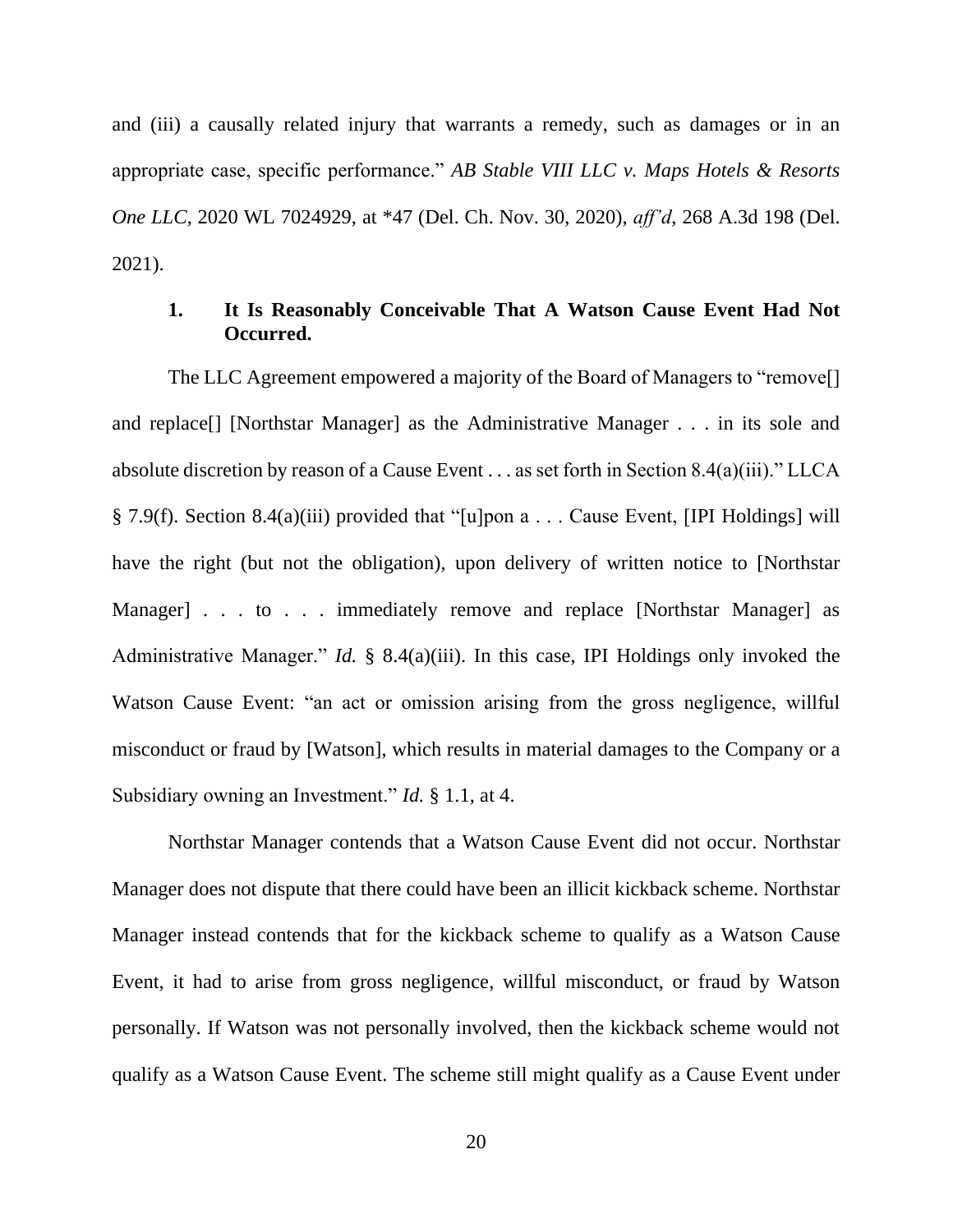and (iii) a causally related injury that warrants a remedy, such as damages or in an appropriate case, specific performance." *AB Stable VIII LLC v. Maps Hotels & Resorts One LLC*, 2020 WL 7024929, at *47 (Del. Ch. Nov. 30, 2020), *aff'd*, 268 A.3d 198 (Del. 2021).

### 1. It Is Reasonably Conceivable That A Watson Cause Event Had Not Occurred.

The LLC Agreement empowered a majority of the Board of Managers to "remove[] and replace[] [Northstar Manager] as the Administrative Manager . . . in its sole and absolute discretion by reason of a Cause Event . . . as set forth in Section 8.4(a)(iii)." LLCA § 7.9(f). Section 8.4(a)(iii) provided that "[u]pon a . . . Cause Event, [IPI Holdings] will have the right (but not the obligation), upon delivery of written notice to [Northstar Manager] . . . to . . . immediately remove and replace [Northstar Manager] as Administrative Manager." *Id.* § 8.4(a)(iii). In this case, IPI Holdings only invoked the Watson Cause Event: "an act or omission arising from the gross negligence, willful misconduct or fraud by [Watson], which results in material damages to the Company or a Subsidiary owning an Investment." *Id.* § 1.1, at 4.

Northstar Manager contends that a Watson Cause Event did not occur. Northstar Manager does not dispute that there could have been an illicit kickback scheme. Northstar Manager instead contends that for the kickback scheme to qualify as a Watson Cause Event, it had to arise from gross negligence, willful misconduct, or fraud by Watson personally. If Watson was not personally involved, then the kickback scheme would not qualify as a Watson Cause Event. The scheme still might qualify as a Cause Event under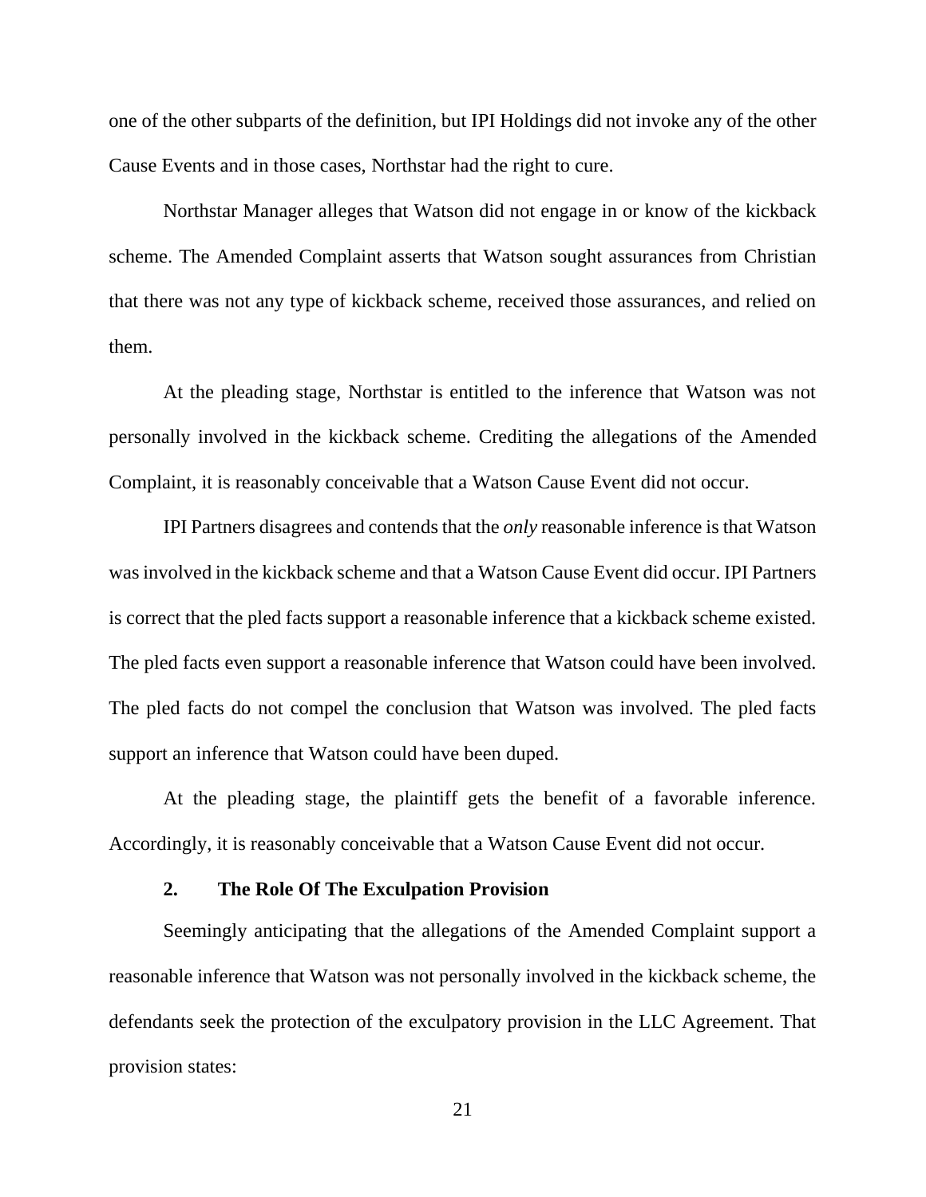one of the other subparts of the definition, but IPI Holdings did not invoke any of the other Cause Events and in those cases, Northstar had the right to cure.

Northstar Manager alleges that Watson did not engage in or know of the kickback scheme. The Amended Complaint asserts that Watson sought assurances from Christian that there was not any type of kickback scheme, received those assurances, and relied on them.

At the pleading stage, Northstar is entitled to the inference that Watson was not personally involved in the kickback scheme. Crediting the allegations of the Amended Complaint, it is reasonably conceivable that a Watson Cause Event did not occur.

IPI Partners disagrees and contends that the *only* reasonable inference is that Watson was involved in the kickback scheme and that a Watson Cause Event did occur. IPI Partners is correct that the pled facts support a reasonable inference that a kickback scheme existed. The pled facts even support a reasonable inference that Watson could have been involved. The pled facts do not compel the conclusion that Watson was involved. The pled facts support an inference that Watson could have been duped.

At the pleading stage, the plaintiff gets the benefit of a favorable inference. Accordingly, it is reasonably conceivable that a Watson Cause Event did not occur.

### 2. The Role Of The Exculpation Provision

Seemingly anticipating that the allegations of the Amended Complaint support a reasonable inference that Watson was not personally involved in the kickback scheme, the defendants seek the protection of the exculpatory provision in the LLC Agreement. That provision states: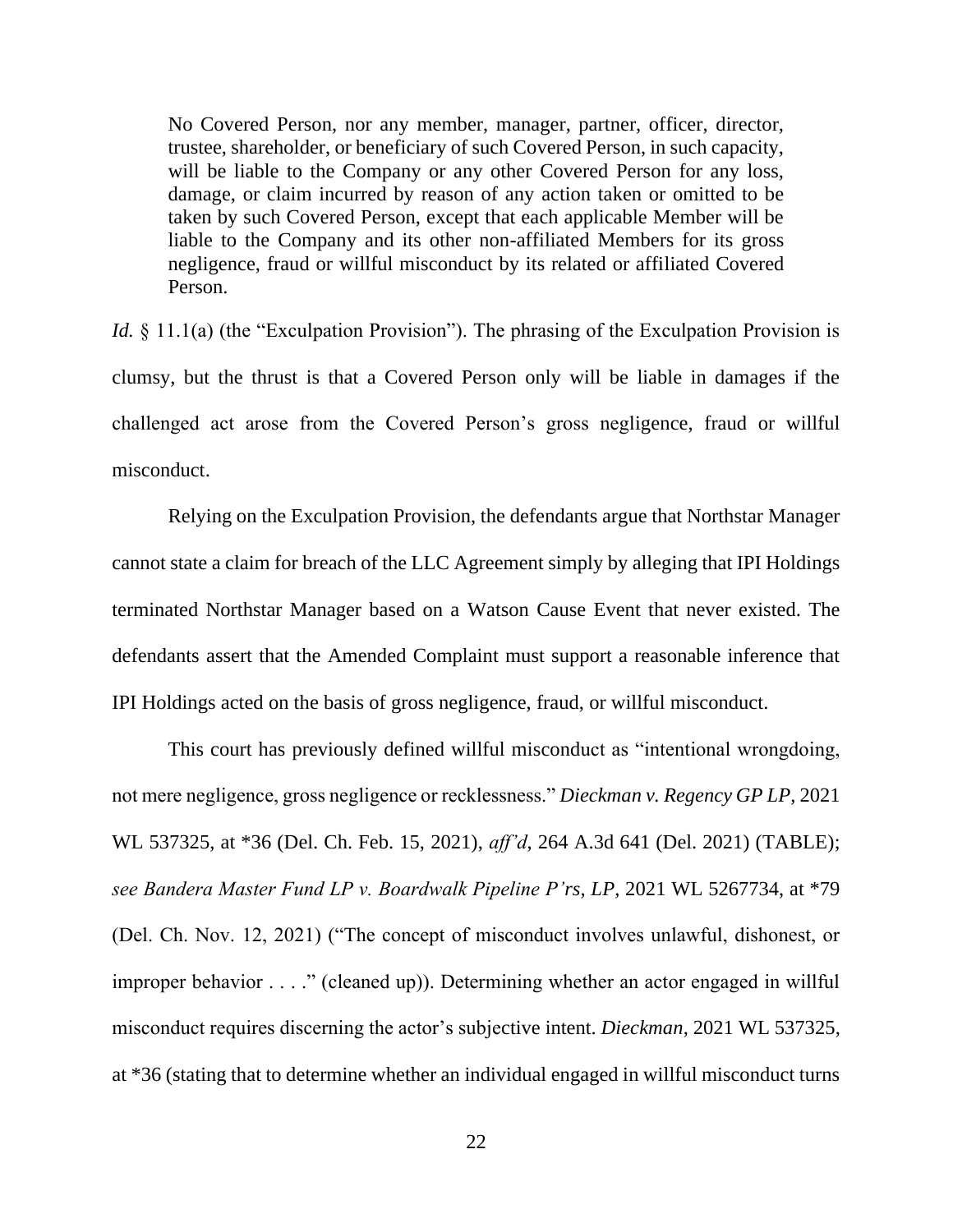> No Covered Person, nor any member, manager, partner, officer, director, trustee, shareholder, or beneficiary of such Covered Person, in such capacity, will be liable to the Company or any other Covered Person for any loss, damage, or claim incurred by reason of any action taken or omitted to be taken by such Covered Person, except that each applicable Member will be liable to the Company and its other non-affiliated Members for its gross negligence, fraud or willful misconduct by its related or affiliated Covered Person.

*Id.* § 11.1(a) (the "Exculpation Provision"). The phrasing of the Exculpation Provision is clumsy, but the thrust is that a Covered Person only will be liable in damages if the challenged act arose from the Covered Person's gross negligence, fraud or willful misconduct.

Relying on the Exculpation Provision, the defendants argue that Northstar Manager cannot state a claim for breach of the LLC Agreement simply by alleging that IPI Holdings terminated Northstar Manager based on a Watson Cause Event that never existed. The defendants assert that the Amended Complaint must support a reasonable inference that IPI Holdings acted on the basis of gross negligence, fraud, or willful misconduct.

This court has previously defined willful misconduct as "intentional wrongdoing, not mere negligence, gross negligence or recklessness." *Dieckman v. Regency GP LP*, 2021 WL 537325, at *36 (Del. Ch. Feb. 15, 2021), *aff'd*, 264 A.3d 641 (Del. 2021) (TABLE); *see Bandera Master Fund LP v. Boardwalk Pipeline P'rs, LP*, 2021 WL 5267734, at *79 (Del. Ch. Nov. 12, 2021) ("The concept of misconduct involves unlawful, dishonest, or improper behavior . . . ." (cleaned up)). Determining whether an actor engaged in willful misconduct requires discerning the actor's subjective intent. *Dieckman*, 2021 WL 537325, at *36 (stating that to determine whether an individual engaged in willful misconduct turns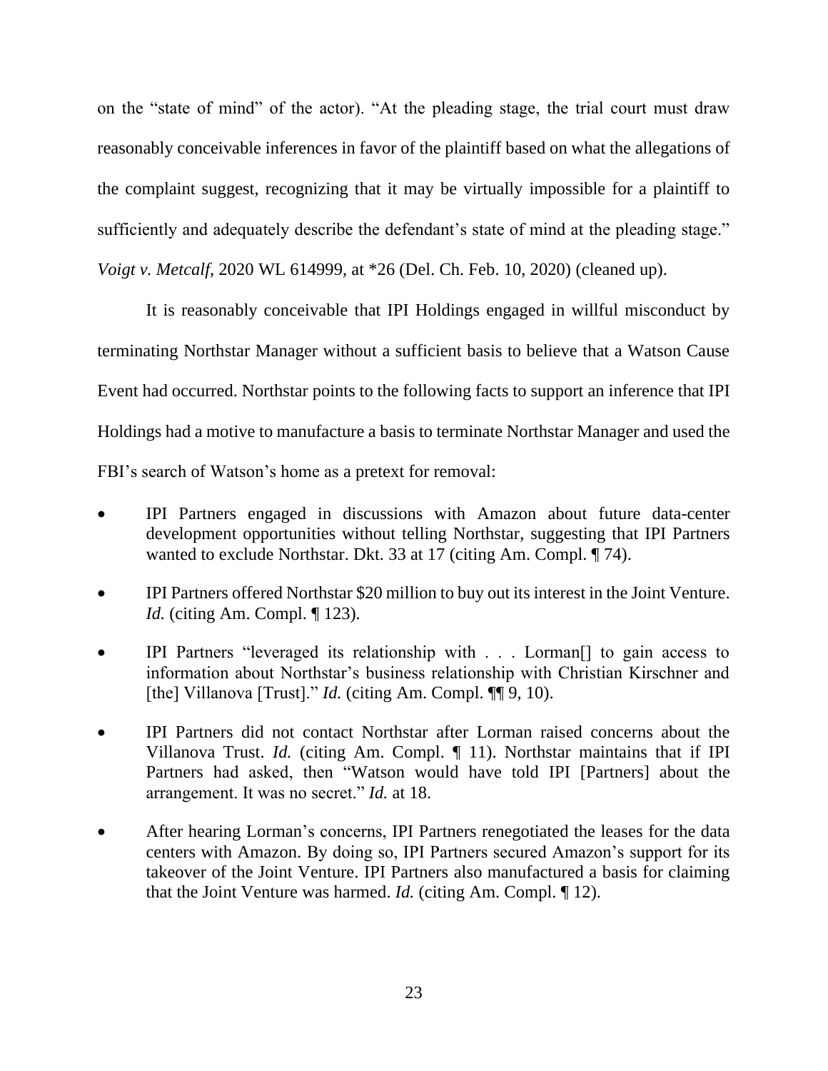on the "state of mind" of the actor). "At the pleading stage, the trial court must draw reasonably conceivable inferences in favor of the plaintiff based on what the allegations of the complaint suggest, recognizing that it may be virtually impossible for a plaintiff to sufficiently and adequately describe the defendant's state of mind at the pleading stage." *Voigt v. Metcalf*, 2020 WL 614999, at *26 (Del. Ch. Feb. 10, 2020) (cleaned up).

It is reasonably conceivable that IPI Holdings engaged in willful misconduct by terminating Northstar Manager without a sufficient basis to believe that a Watson Cause Event had occurred. Northstar points to the following facts to support an inference that IPI Holdings had a motive to manufacture a basis to terminate Northstar Manager and used the FBI's search of Watson's home as a pretext for removal:

- IPI Partners engaged in discussions with Amazon about future data-center development opportunities without telling Northstar, suggesting that IPI Partners wanted to exclude Northstar. Dkt. 33 at 17 (citing Am. Compl. ¶ 74).
- IPI Partners offered Northstar $20 million to buy out its interest in the Joint Venture. *Id.* (citing Am. Compl. ¶ 123).
- IPI Partners "leveraged its relationship with . . . Lorman[] to gain access to information about Northstar's business relationship with Christian Kirschner and [the] Villanova [Trust]." *Id.* (citing Am. Compl. ¶¶ 9, 10).
- IPI Partners did not contact Northstar after Lorman raised concerns about the Villanova Trust. *Id.* (citing Am. Compl. ¶ 11). Northstar maintains that if IPI Partners had asked, then "Watson would have told IPI [Partners] about the arrangement. It was no secret." *Id.* at 18.
- After hearing Lorman's concerns, IPI Partners renegotiated the leases for the data centers with Amazon. By doing so, IPI Partners secured Amazon's support for its takeover of the Joint Venture. IPI Partners also manufactured a basis for claiming that the Joint Venture was harmed. *Id.* (citing Am. Compl. ¶ 12).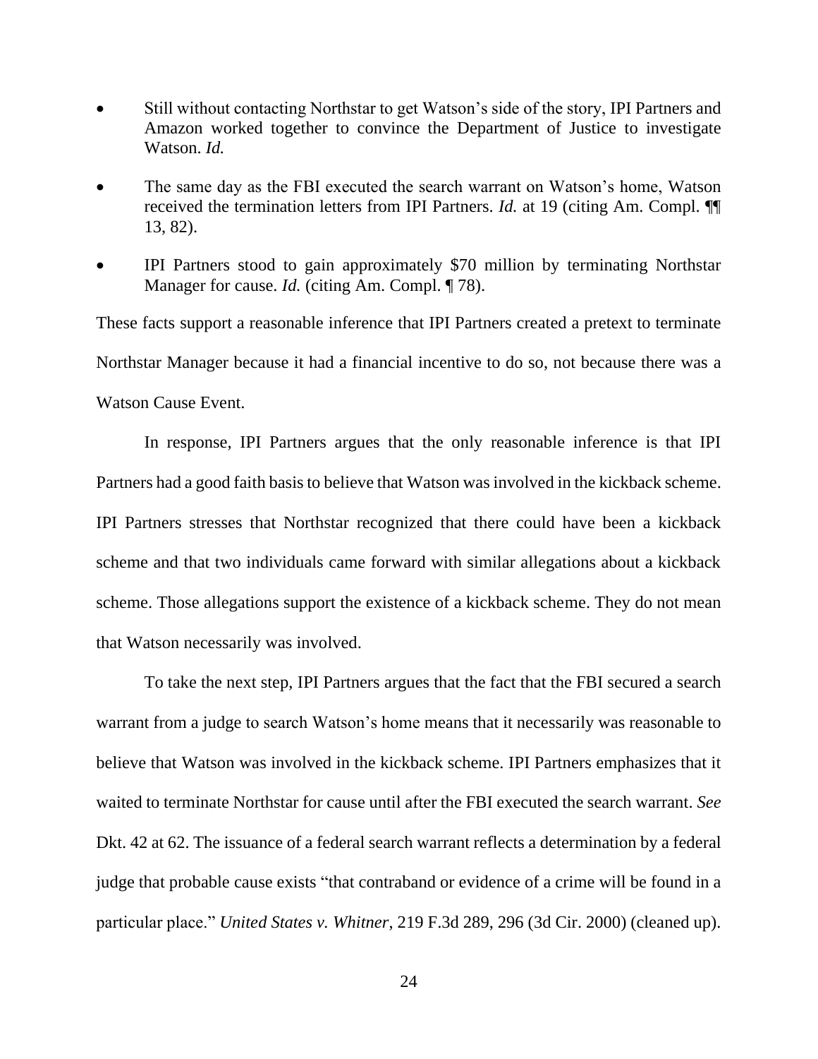- Still without contacting Northstar to get Watson's side of the story, IPI Partners and Amazon worked together to convince the Department of Justice to investigate Watson. *Id.*

- The same day as the FBI executed the search warrant on Watson's home, Watson received the termination letters from IPI Partners. *Id.* at 19 (citing Am. Compl. ¶¶ 13, 82).

- IPI Partners stood to gain approximately $70 million by terminating Northstar Manager for cause. *Id.* (citing Am. Compl. ¶ 78).

These facts support a reasonable inference that IPI Partners created a pretext to terminate Northstar Manager because it had a financial incentive to do so, not because there was a Watson Cause Event.

In response, IPI Partners argues that the only reasonable inference is that IPI Partners had a good faith basis to believe that Watson was involved in the kickback scheme. IPI Partners stresses that Northstar recognized that there could have been a kickback scheme and that two individuals came forward with similar allegations about a kickback scheme. Those allegations support the existence of a kickback scheme. They do not mean that Watson necessarily was involved.

To take the next step, IPI Partners argues that the fact that the FBI secured a search warrant from a judge to search Watson's home means that it necessarily was reasonable to believe that Watson was involved in the kickback scheme. IPI Partners emphasizes that it waited to terminate Northstar for cause until after the FBI executed the search warrant. *See* Dkt. 42 at 62. The issuance of a federal search warrant reflects a determination by a federal judge that probable cause exists "that contraband or evidence of a crime will be found in a particular place." *United States v. Whitner*, 219 F.3d 289, 296 (3d Cir. 2000) (cleaned up).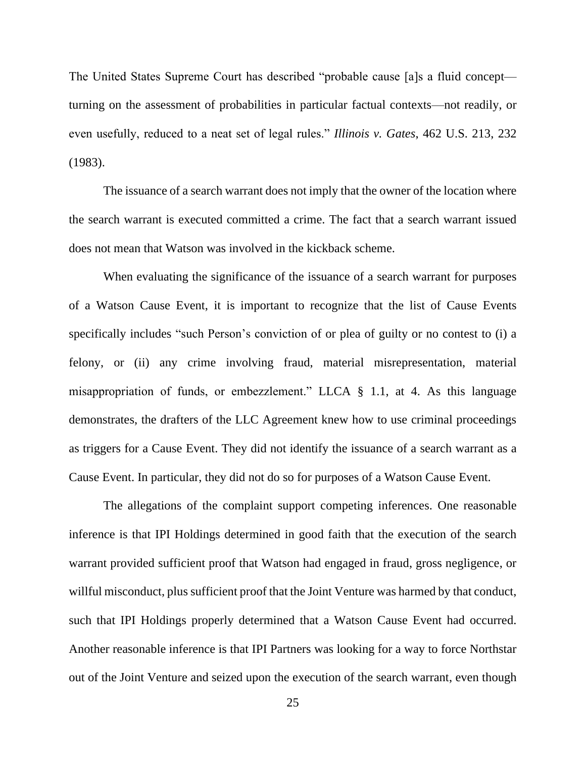The United States Supreme Court has described "probable cause [a]s a fluid concept—turning on the assessment of probabilities in particular factual contexts—not readily, or even usefully, reduced to a neat set of legal rules." *Illinois v. Gates*, 462 U.S. 213, 232 (1983).

The issuance of a search warrant does not imply that the owner of the location where the search warrant is executed committed a crime. The fact that a search warrant issued does not mean that Watson was involved in the kickback scheme.

When evaluating the significance of the issuance of a search warrant for purposes of a Watson Cause Event, it is important to recognize that the list of Cause Events specifically includes "such Person's conviction of or plea of guilty or no contest to (i) a felony, or (ii) any crime involving fraud, material misrepresentation, material misappropriation of funds, or embezzlement." LLCA § 1.1, at 4. As this language demonstrates, the drafters of the LLC Agreement knew how to use criminal proceedings as triggers for a Cause Event. They did not identify the issuance of a search warrant as a Cause Event. In particular, they did not do so for purposes of a Watson Cause Event.

The allegations of the complaint support competing inferences. One reasonable inference is that IPI Holdings determined in good faith that the execution of the search warrant provided sufficient proof that Watson had engaged in fraud, gross negligence, or willful misconduct, plus sufficient proof that the Joint Venture was harmed by that conduct, such that IPI Holdings properly determined that a Watson Cause Event had occurred. Another reasonable inference is that IPI Partners was looking for a way to force Northstar out of the Joint Venture and seized upon the execution of the search warrant, even though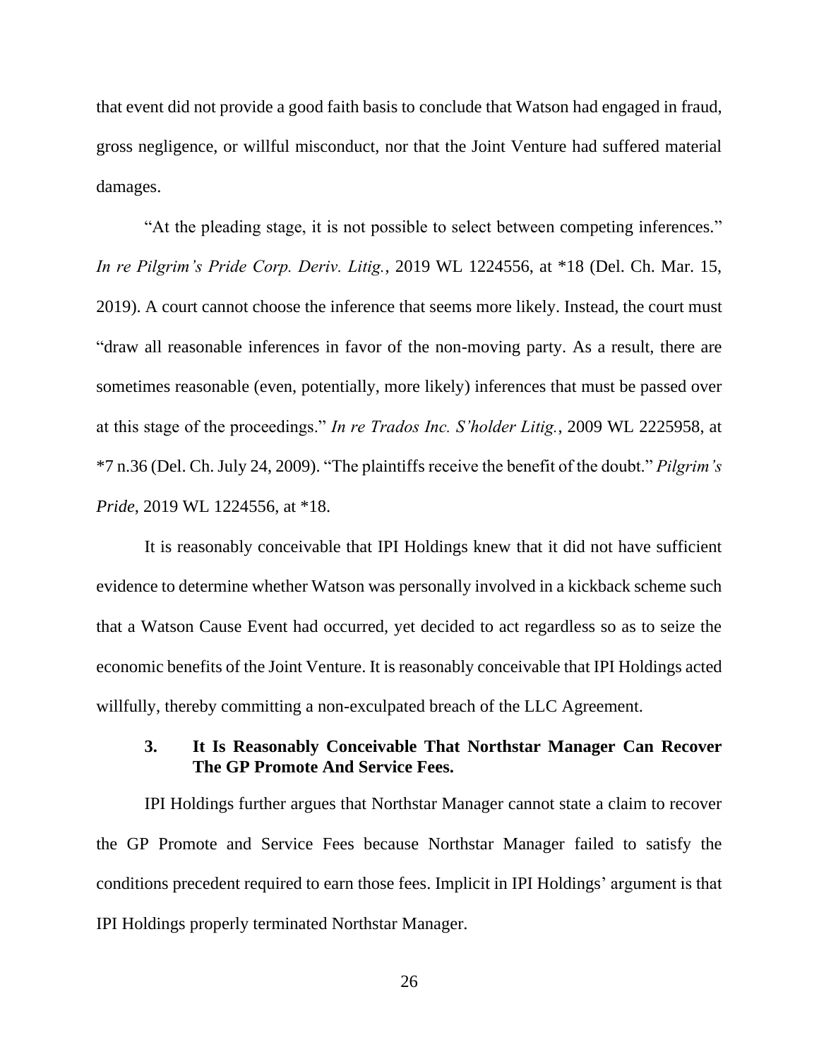that event did not provide a good faith basis to conclude that Watson had engaged in fraud, gross negligence, or willful misconduct, nor that the Joint Venture had suffered material damages.

"At the pleading stage, it is not possible to select between competing inferences." *In re Pilgrim's Pride Corp. Deriv. Litig.*, 2019 WL 1224556, at *18 (Del. Ch. Mar. 15, 2019). A court cannot choose the inference that seems more likely. Instead, the court must "draw all reasonable inferences in favor of the non-moving party. As a result, there are sometimes reasonable (even, potentially, more likely) inferences that must be passed over at this stage of the proceedings." *In re Trados Inc. S'holder Litig.*, 2009 WL 2225958, at *7 n.36 (Del. Ch. July 24, 2009). "The plaintiffs receive the benefit of the doubt." *Pilgrim's Pride*, 2019 WL 1224556, at *18.

It is reasonably conceivable that IPI Holdings knew that it did not have sufficient evidence to determine whether Watson was personally involved in a kickback scheme such that a Watson Cause Event had occurred, yet decided to act regardless so as to seize the economic benefits of the Joint Venture. It is reasonably conceivable that IPI Holdings acted willfully, thereby committing a non-exculpated breach of the LLC Agreement.

### 3. It Is Reasonably Conceivable That Northstar Manager Can Recover The GP Promote And Service Fees.

IPI Holdings further argues that Northstar Manager cannot state a claim to recover the GP Promote and Service Fees because Northstar Manager failed to satisfy the conditions precedent required to earn those fees. Implicit in IPI Holdings' argument is that IPI Holdings properly terminated Northstar Manager.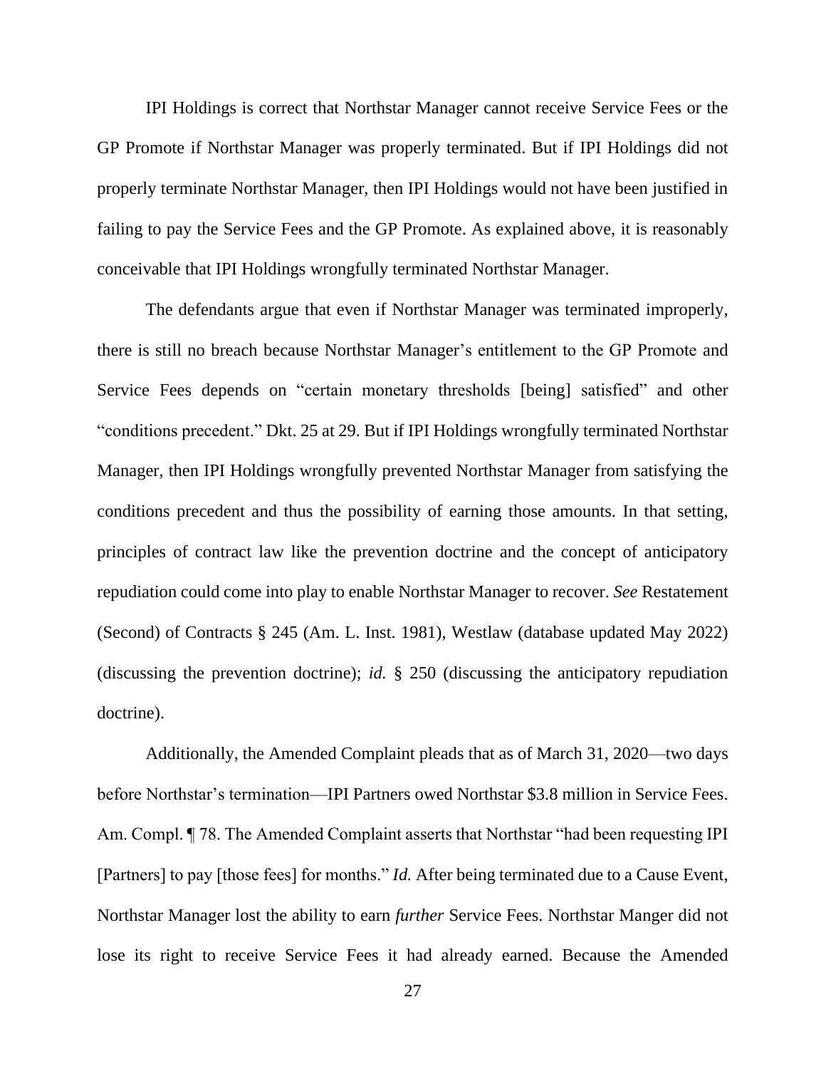IPI Holdings is correct that Northstar Manager cannot receive Service Fees or the GP Promote if Northstar Manager was properly terminated. But if IPI Holdings did not properly terminate Northstar Manager, then IPI Holdings would not have been justified in failing to pay the Service Fees and the GP Promote. As explained above, it is reasonably conceivable that IPI Holdings wrongfully terminated Northstar Manager.

The defendants argue that even if Northstar Manager was terminated improperly, there is still no breach because Northstar Manager's entitlement to the GP Promote and Service Fees depends on "certain monetary thresholds [being] satisfied" and other "conditions precedent." Dkt. 25 at 29. But if IPI Holdings wrongfully terminated Northstar Manager, then IPI Holdings wrongfully prevented Northstar Manager from satisfying the conditions precedent and thus the possibility of earning those amounts. In that setting, principles of contract law like the prevention doctrine and the concept of anticipatory repudiation could come into play to enable Northstar Manager to recover. *See* Restatement (Second) of Contracts § 245 (Am. L. Inst. 1981), Westlaw (database updated May 2022) (discussing the prevention doctrine); *id.* § 250 (discussing the anticipatory repudiation doctrine).

Additionally, the Amended Complaint pleads that as of March 31, 2020—two days before Northstar's termination—IPI Partners owed Northstar $3.8 million in Service Fees. Am. Compl. ¶ 78. The Amended Complaint asserts that Northstar "had been requesting IPI [Partners] to pay [those fees] for months." *Id.* After being terminated due to a Cause Event, Northstar Manager lost the ability to earn *further* Service Fees. Northstar Manger did not lose its right to receive Service Fees it had already earned. Because the Amended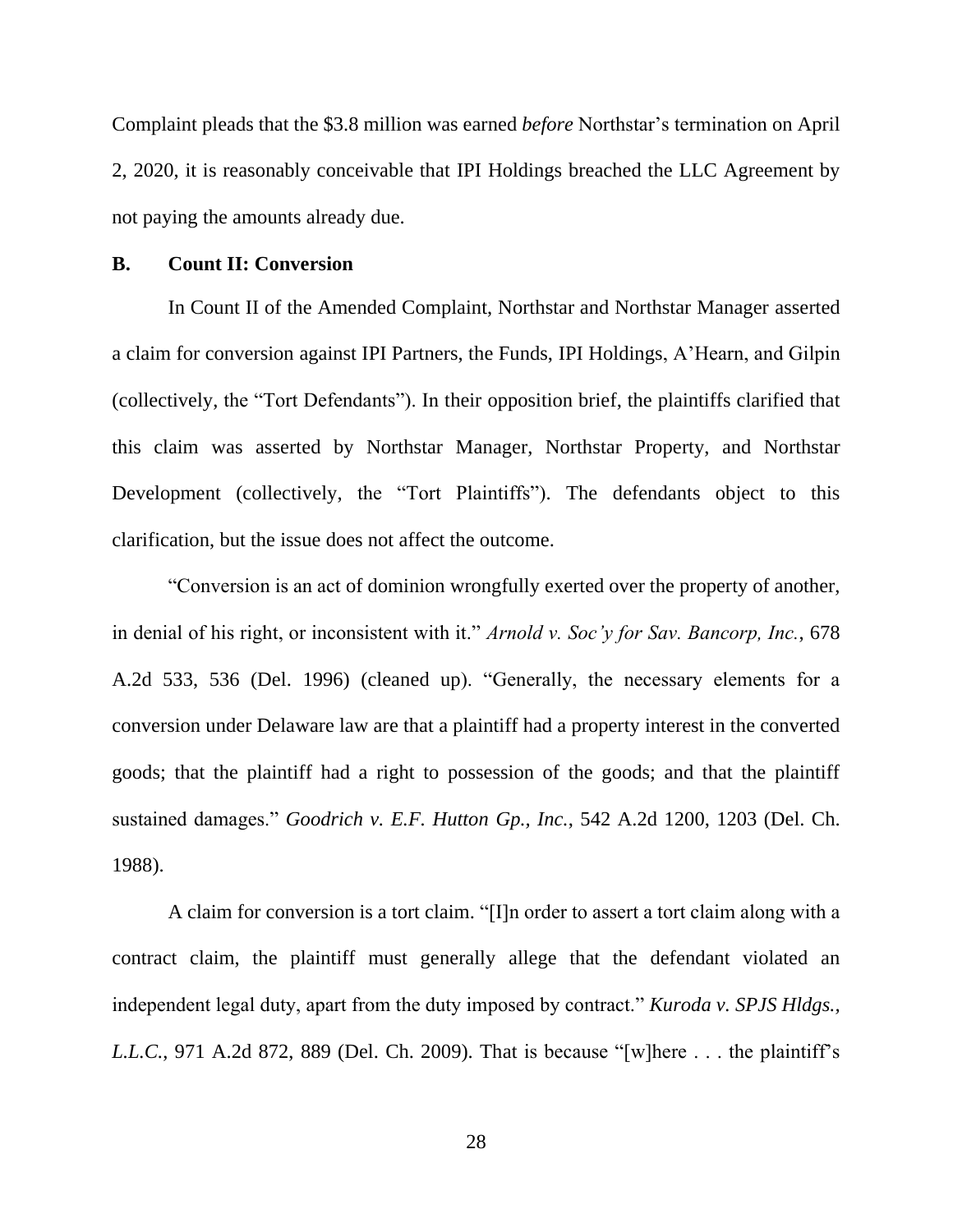Complaint pleads that the $3.8 million was earned *before* Northstar's termination on April 2, 2020, it is reasonably conceivable that IPI Holdings breached the LLC Agreement by not paying the amounts already due.

### B. Count II: Conversion

In Count II of the Amended Complaint, Northstar and Northstar Manager asserted a claim for conversion against IPI Partners, the Funds, IPI Holdings, A'Hearn, and Gilpin (collectively, the "Tort Defendants"). In their opposition brief, the plaintiffs clarified that this claim was asserted by Northstar Manager, Northstar Property, and Northstar Development (collectively, the "Tort Plaintiffs"). The defendants object to this clarification, but the issue does not affect the outcome.

"Conversion is an act of dominion wrongfully exerted over the property of another, in denial of his right, or inconsistent with it." *Arnold v. Soc'y for Sav. Bancorp, Inc.*, 678 A.2d 533, 536 (Del. 1996) (cleaned up). "Generally, the necessary elements for a conversion under Delaware law are that a plaintiff had a property interest in the converted goods; that the plaintiff had a right to possession of the goods; and that the plaintiff sustained damages." *Goodrich v. E.F. Hutton Gp., Inc.*, 542 A.2d 1200, 1203 (Del. Ch. 1988).

A claim for conversion is a tort claim. "[I]n order to assert a tort claim along with a contract claim, the plaintiff must generally allege that the defendant violated an independent legal duty, apart from the duty imposed by contract." *Kuroda v. SPJS Hldgs., L.L.C.*, 971 A.2d 872, 889 (Del. Ch. 2009). That is because "[w]here . . . the plaintiff's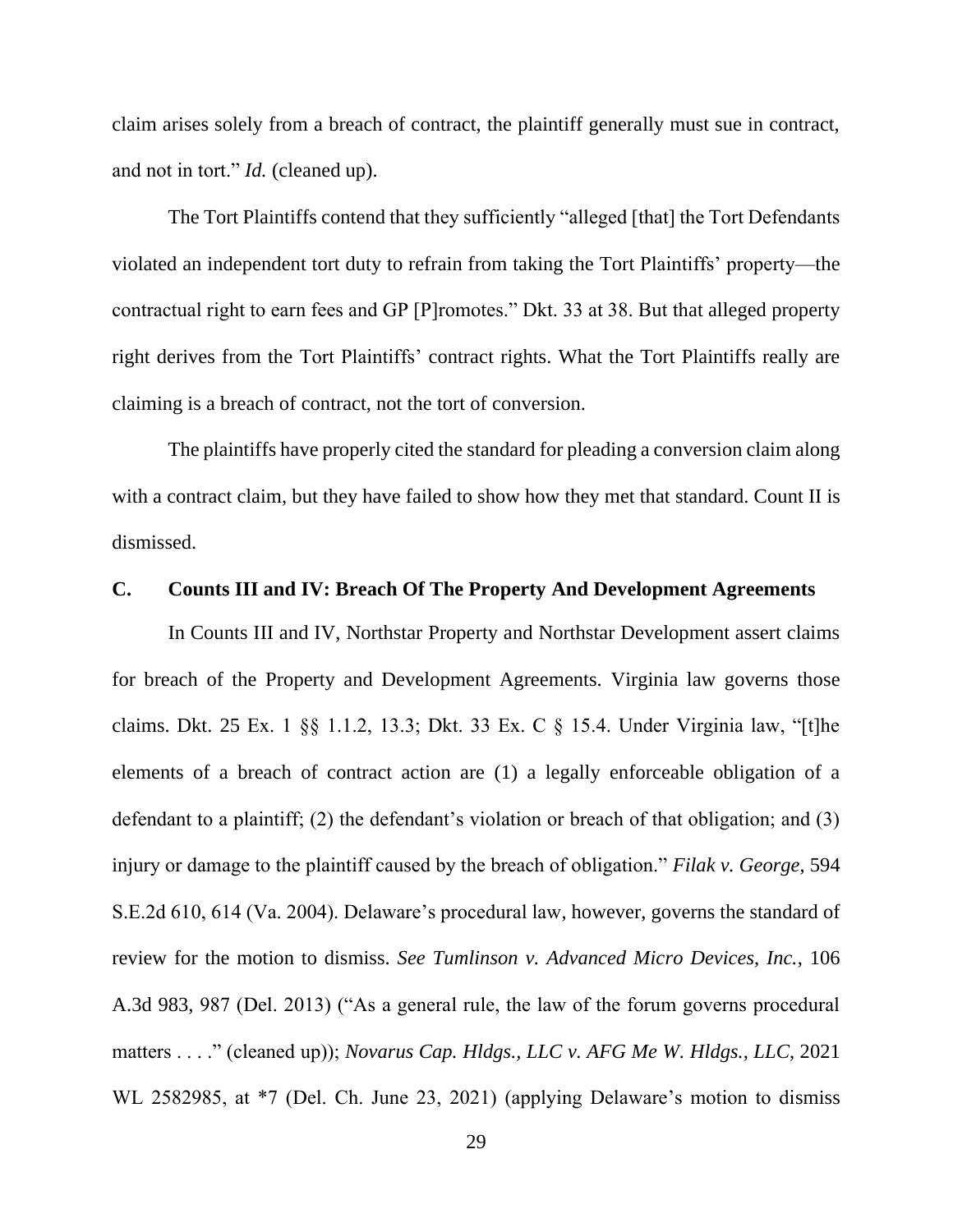claim arises solely from a breach of contract, the plaintiff generally must sue in contract, and not in tort." *Id.* (cleaned up).

The Tort Plaintiffs contend that they sufficiently "alleged [that] the Tort Defendants violated an independent tort duty to refrain from taking the Tort Plaintiffs' property—the contractual right to earn fees and GP [P]romotes." Dkt. 33 at 38. But that alleged property right derives from the Tort Plaintiffs' contract rights. What the Tort Plaintiffs really are claiming is a breach of contract, not the tort of conversion.

The plaintiffs have properly cited the standard for pleading a conversion claim along with a contract claim, but they have failed to show how they met that standard. Count II is dismissed.

### C. Counts III and IV: Breach Of The Property And Development Agreements

In Counts III and IV, Northstar Property and Northstar Development assert claims for breach of the Property and Development Agreements. Virginia law governs those claims. Dkt. 25 Ex. 1 §§ 1.1.2, 13.3; Dkt. 33 Ex. C § 15.4. Under Virginia law, "[t]he elements of a breach of contract action are (1) a legally enforceable obligation of a defendant to a plaintiff; (2) the defendant's violation or breach of that obligation; and (3) injury or damage to the plaintiff caused by the breach of obligation." *Filak v. George*, 594 S.E.2d 610, 614 (Va. 2004). Delaware's procedural law, however, governs the standard of review for the motion to dismiss. *See Tumlinson v. Advanced Micro Devices, Inc.*, 106 A.3d 983, 987 (Del. 2013) ("As a general rule, the law of the forum governs procedural matters . . . ." (cleaned up)); *Novarus Cap. Hldgs., LLC v. AFG Me W. Hldgs., LLC*, 2021 WL 2582985, at *7 (Del. Ch. June 23, 2021) (applying Delaware's motion to dismiss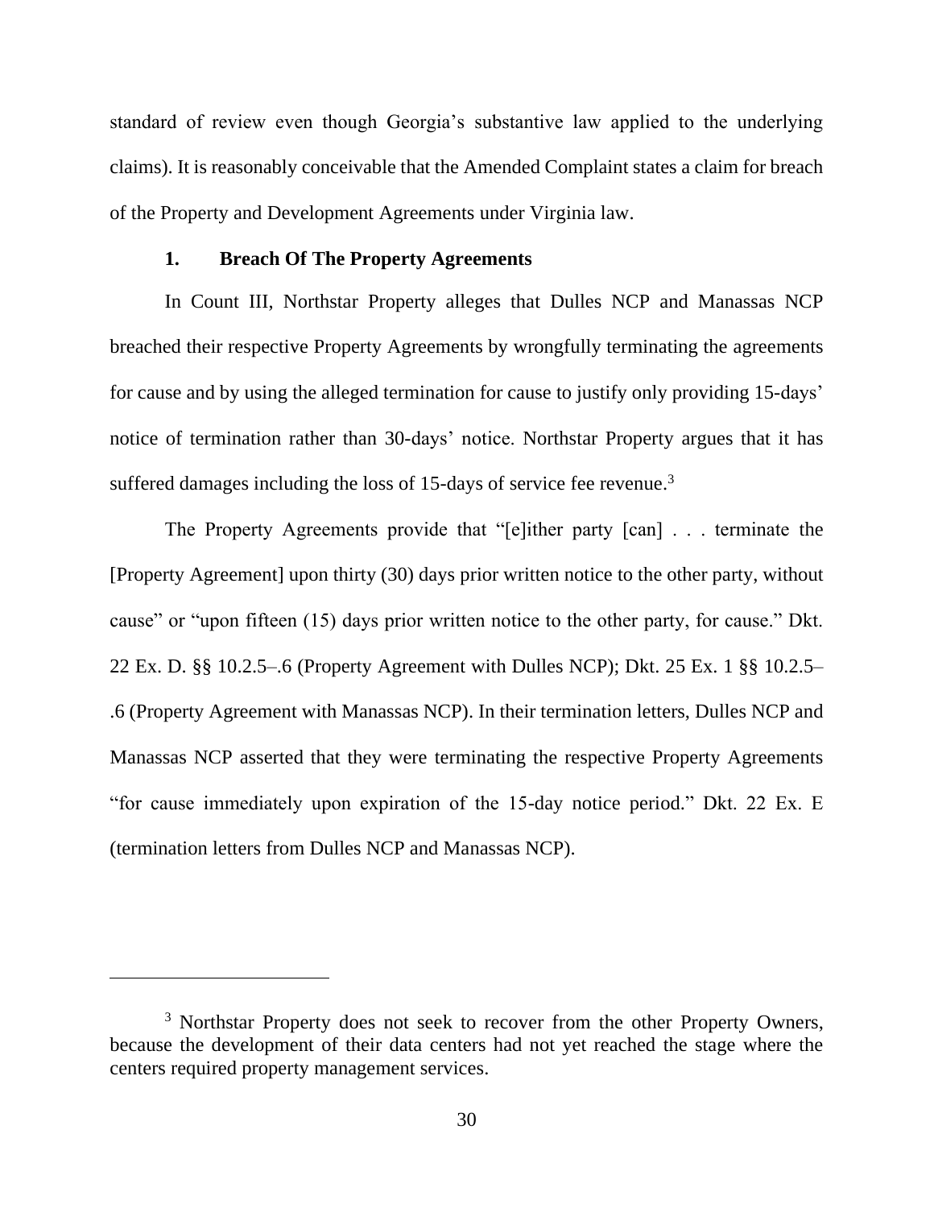standard of review even though Georgia's substantive law applied to the underlying claims). It is reasonably conceivable that the Amended Complaint states a claim for breach of the Property and Development Agreements under Virginia law.

### 1. Breach Of The Property Agreements

In Count III, Northstar Property alleges that Dulles NCP and Manassas NCP breached their respective Property Agreements by wrongfully terminating the agreements for cause and by using the alleged termination for cause to justify only providing 15-days' notice of termination rather than 30-days' notice. Northstar Property argues that it has suffered damages including the loss of 15-days of service fee revenue.[3]

The Property Agreements provide that "[e]ither party [can] . . . terminate the [Property Agreement] upon thirty (30) days prior written notice to the other party, without cause" or "upon fifteen (15) days prior written notice to the other party, for cause." Dkt. 22 Ex. D. §§ 10.2.5–.6 (Property Agreement with Dulles NCP); Dkt. 25 Ex. 1 §§ 10.2.5–.6 (Property Agreement with Manassas NCP). In their termination letters, Dulles NCP and Manassas NCP asserted that they were terminating the respective Property Agreements "for cause immediately upon expiration of the 15-day notice period." Dkt. 22 Ex. E (termination letters from Dulles NCP and Manassas NCP).

---

[3] Northstar Property does not seek to recover from the other Property Owners, because the development of their data centers had not yet reached the stage where the centers required property management services.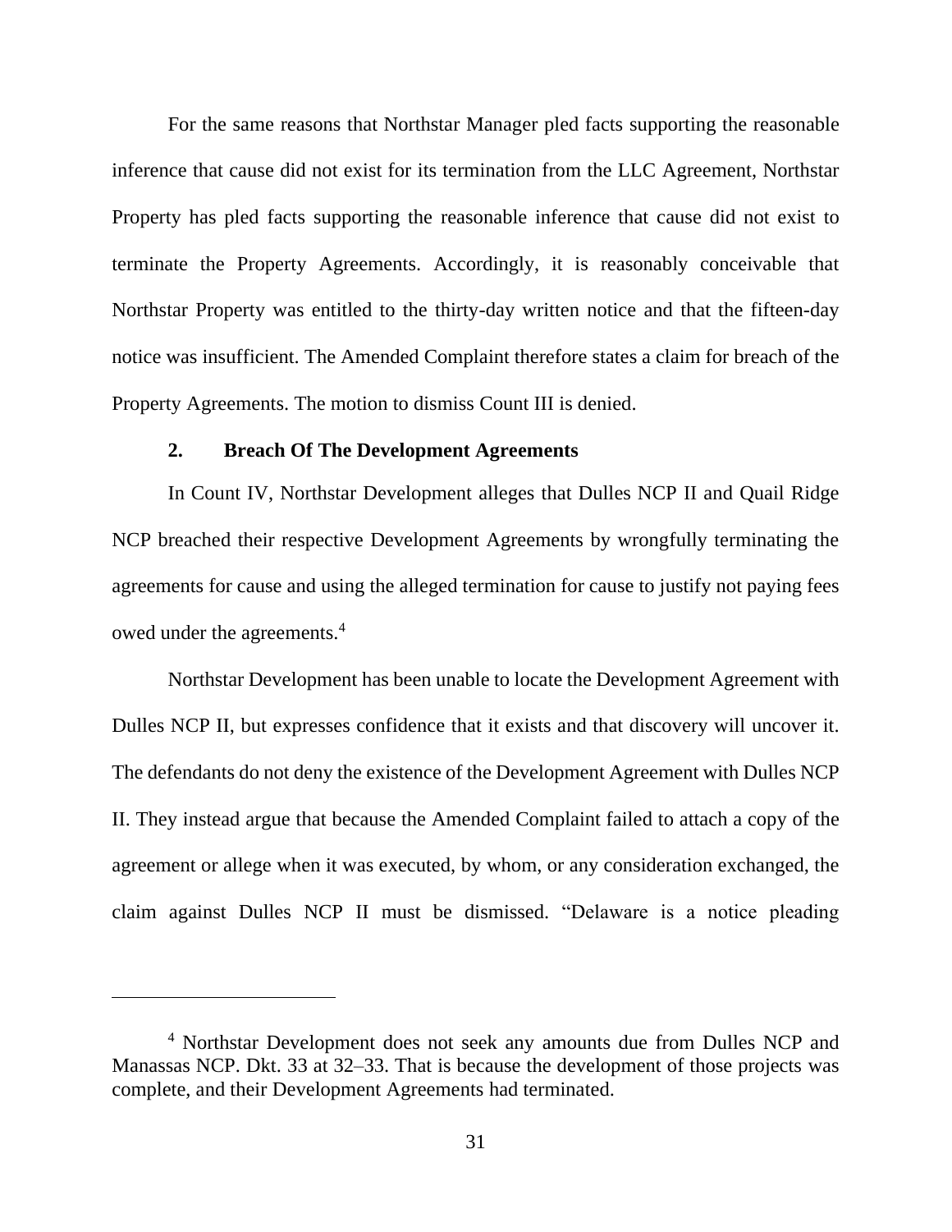For the same reasons that Northstar Manager pled facts supporting the reasonable inference that cause did not exist for its termination from the LLC Agreement, Northstar Property has pled facts supporting the reasonable inference that cause did not exist to terminate the Property Agreements. Accordingly, it is reasonably conceivable that Northstar Property was entitled to the thirty-day written notice and that the fifteen-day notice was insufficient. The Amended Complaint therefore states a claim for breach of the Property Agreements. The motion to dismiss Count III is denied.

### 2. Breach Of The Development Agreements

In Count IV, Northstar Development alleges that Dulles NCP II and Quail Ridge NCP breached their respective Development Agreements by wrongfully terminating the agreements for cause and using the alleged termination for cause to justify not paying fees owed under the agreements.[4]

Northstar Development has been unable to locate the Development Agreement with Dulles NCP II, but expresses confidence that it exists and that discovery will uncover it. The defendants do not deny the existence of the Development Agreement with Dulles NCP II. They instead argue that because the Amended Complaint failed to attach a copy of the agreement or allege when it was executed, by whom, or any consideration exchanged, the claim against Dulles NCP II must be dismissed. "Delaware is a notice pleading

[4] Northstar Development does not seek any amounts due from Dulles NCP and Manassas NCP. Dkt. 33 at 32–33. That is because the development of those projects was complete, and their Development Agreements had terminated.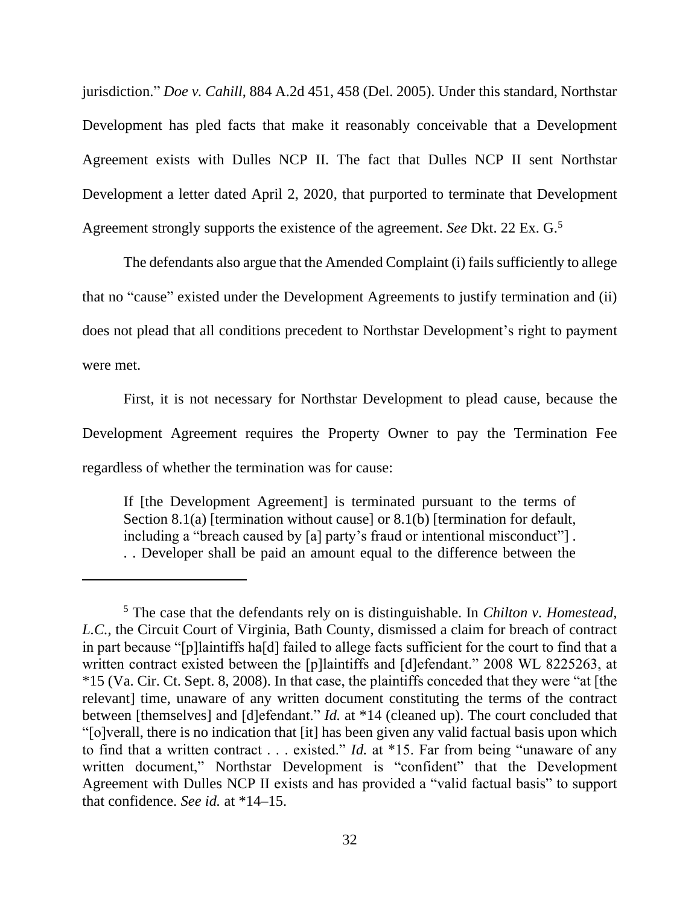jurisdiction." *Doe v. Cahill*, 884 A.2d 451, 458 (Del. 2005). Under this standard, Northstar Development has pled facts that make it reasonably conceivable that a Development Agreement exists with Dulles NCP II. The fact that Dulles NCP II sent Northstar Development a letter dated April 2, 2020, that purported to terminate that Development Agreement strongly supports the existence of the agreement. *See* Dkt. 22 Ex. G.[5]

The defendants also argue that the Amended Complaint (i) fails sufficiently to allege that no "cause" existed under the Development Agreements to justify termination and (ii) does not plead that all conditions precedent to Northstar Development's right to payment were met.

First, it is not necessary for Northstar Development to plead cause, because the Development Agreement requires the Property Owner to pay the Termination Fee regardless of whether the termination was for cause:

> If [the Development Agreement] is terminated pursuant to the terms of Section 8.1(a) [termination without cause] or 8.1(b) [termination for default, including a "breach caused by [a] party's fraud or intentional misconduct"] . . . Developer shall be paid an amount equal to the difference between the

---

[5] The case that the defendants rely on is distinguishable. In *Chilton v. Homestead, L.C.*, the Circuit Court of Virginia, Bath County, dismissed a claim for breach of contract in part because "[p]laintiffs ha[d] failed to allege facts sufficient for the court to find that a written contract existed between the [p]laintiffs and [d]efendant." 2008 WL 8225263, at *15 (Va. Cir. Ct. Sept. 8, 2008). In that case, the plaintiffs conceded that they were "at [the relevant] time, unaware of any written document constituting the terms of the contract between [themselves] and [d]efendant." *Id.* at *14 (cleaned up). The court concluded that "[o]verall, there is no indication that [it] has been given any valid factual basis upon which to find that a written contract . . . existed." *Id.* at *15. Far from being "unaware of any written document," Northstar Development is "confident" that the Development Agreement with Dulles NCP II exists and has provided a "valid factual basis" to support that confidence. *See id.* at *14–15.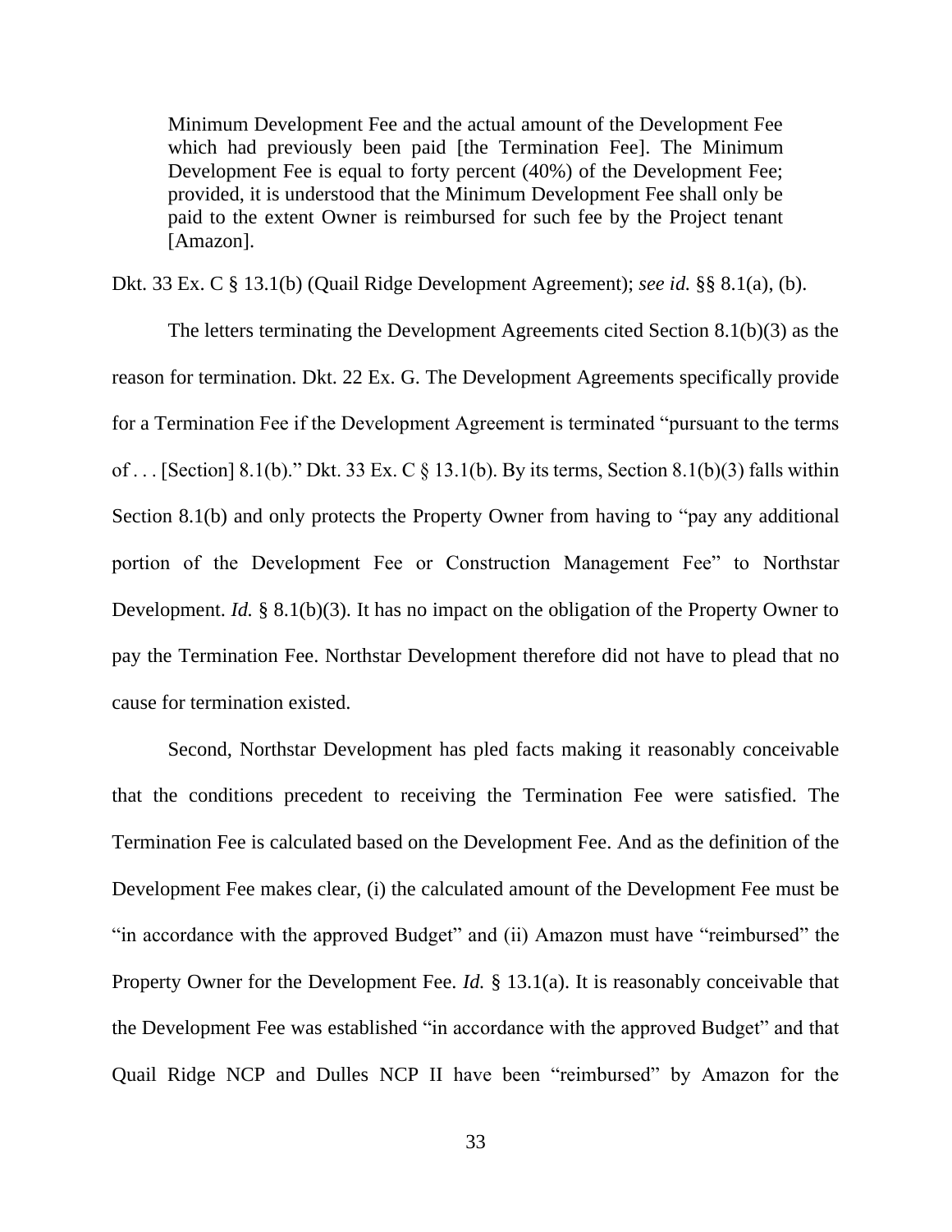> Minimum Development Fee and the actual amount of the Development Fee which had previously been paid [the Termination Fee]. The Minimum Development Fee is equal to forty percent (40%) of the Development Fee; provided, it is understood that the Minimum Development Fee shall only be paid to the extent Owner is reimbursed for such fee by the Project tenant [Amazon].

Dkt. 33 Ex. C § 13.1(b) (Quail Ridge Development Agreement); *see id.* §§ 8.1(a), (b).

The letters terminating the Development Agreements cited Section 8.1(b)(3) as the reason for termination. Dkt. 22 Ex. G. The Development Agreements specifically provide for a Termination Fee if the Development Agreement is terminated "pursuant to the terms of . . . [Section] 8.1(b)." Dkt. 33 Ex. C § 13.1(b). By its terms, Section 8.1(b)(3) falls within Section 8.1(b) and only protects the Property Owner from having to "pay any additional portion of the Development Fee or Construction Management Fee" to Northstar Development. *Id.* § 8.1(b)(3). It has no impact on the obligation of the Property Owner to pay the Termination Fee. Northstar Development therefore did not have to plead that no cause for termination existed.

Second, Northstar Development has pled facts making it reasonably conceivable that the conditions precedent to receiving the Termination Fee were satisfied. The Termination Fee is calculated based on the Development Fee. And as the definition of the Development Fee makes clear, (i) the calculated amount of the Development Fee must be "in accordance with the approved Budget" and (ii) Amazon must have "reimbursed" the Property Owner for the Development Fee. *Id.* § 13.1(a). It is reasonably conceivable that the Development Fee was established "in accordance with the approved Budget" and that Quail Ridge NCP and Dulles NCP II have been "reimbursed" by Amazon for the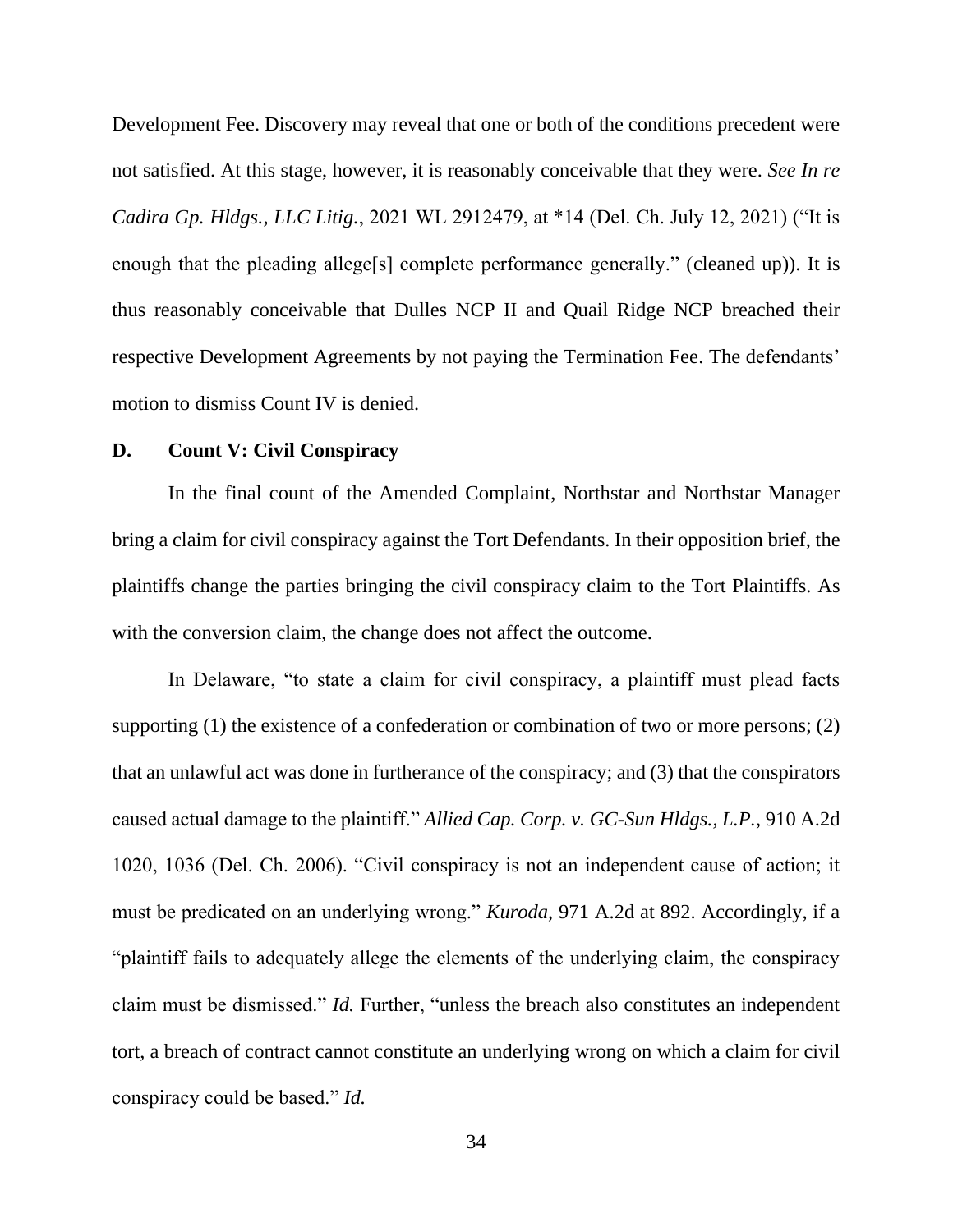Development Fee. Discovery may reveal that one or both of the conditions precedent were not satisfied. At this stage, however, it is reasonably conceivable that they were. *See In re Cadira Gp. Hldgs., LLC Litig.*, 2021 WL 2912479, at *14 (Del. Ch. July 12, 2021) ("It is enough that the pleading allege[s] complete performance generally." (cleaned up)). It is thus reasonably conceivable that Dulles NCP II and Quail Ridge NCP breached their respective Development Agreements by not paying the Termination Fee. The defendants' motion to dismiss Count IV is denied.

### D. Count V: Civil Conspiracy

In the final count of the Amended Complaint, Northstar and Northstar Manager bring a claim for civil conspiracy against the Tort Defendants. In their opposition brief, the plaintiffs change the parties bringing the civil conspiracy claim to the Tort Plaintiffs. As with the conversion claim, the change does not affect the outcome.

In Delaware, "to state a claim for civil conspiracy, a plaintiff must plead facts supporting (1) the existence of a confederation or combination of two or more persons; (2) that an unlawful act was done in furtherance of the conspiracy; and (3) that the conspirators caused actual damage to the plaintiff." *Allied Cap. Corp. v. GC-Sun Hldgs., L.P.*, 910 A.2d 1020, 1036 (Del. Ch. 2006). "Civil conspiracy is not an independent cause of action; it must be predicated on an underlying wrong." *Kuroda*, 971 A.2d at 892. Accordingly, if a "plaintiff fails to adequately allege the elements of the underlying claim, the conspiracy claim must be dismissed." *Id.* Further, "unless the breach also constitutes an independent tort, a breach of contract cannot constitute an underlying wrong on which a claim for civil conspiracy could be based." *Id.*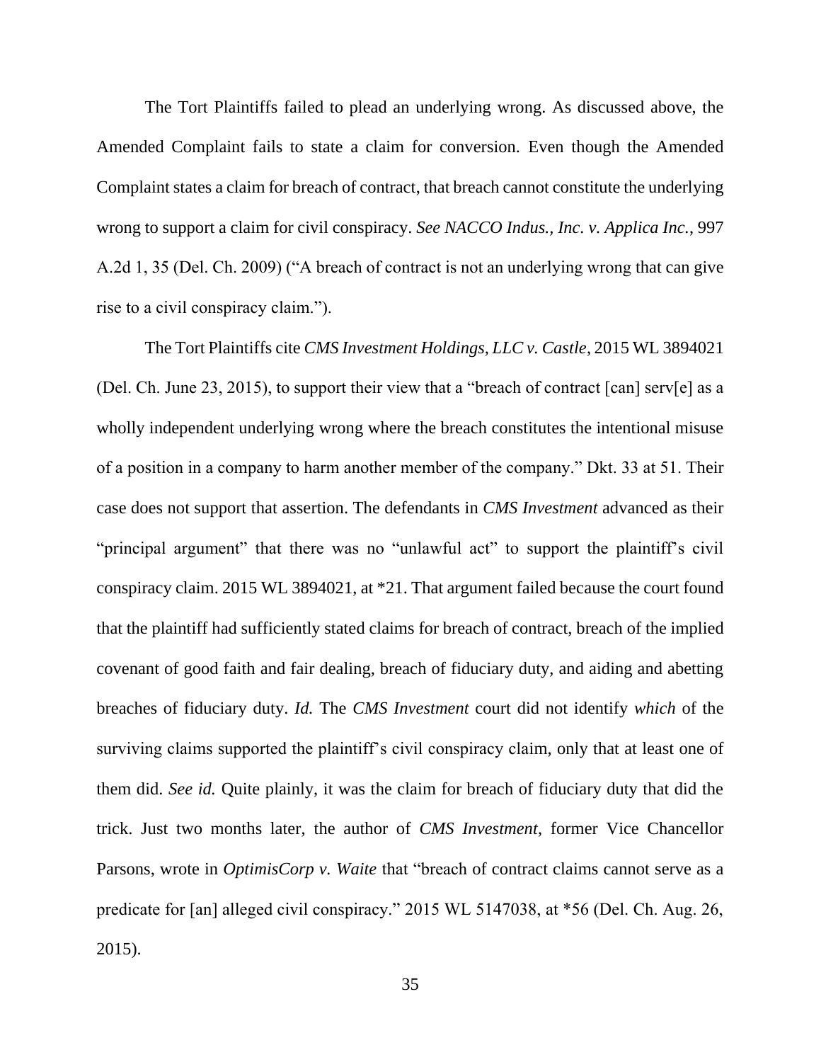The Tort Plaintiffs failed to plead an underlying wrong. As discussed above, the Amended Complaint fails to state a claim for conversion. Even though the Amended Complaint states a claim for breach of contract, that breach cannot constitute the underlying wrong to support a claim for civil conspiracy. *See NACCO Indus., Inc. v. Applica Inc.*, 997 A.2d 1, 35 (Del. Ch. 2009) ("A breach of contract is not an underlying wrong that can give rise to a civil conspiracy claim.").

The Tort Plaintiffs cite *CMS Investment Holdings, LLC v. Castle*, 2015 WL 3894021 (Del. Ch. June 23, 2015), to support their view that a "breach of contract [can] serv[e] as a wholly independent underlying wrong where the breach constitutes the intentional misuse of a position in a company to harm another member of the company." Dkt. 33 at 51. Their case does not support that assertion. The defendants in *CMS Investment* advanced as their "principal argument" that there was no "unlawful act" to support the plaintiff's civil conspiracy claim. 2015 WL 3894021, at *21. That argument failed because the court found that the plaintiff had sufficiently stated claims for breach of contract, breach of the implied covenant of good faith and fair dealing, breach of fiduciary duty, and aiding and abetting breaches of fiduciary duty. *Id.* The *CMS Investment* court did not identify *which* of the surviving claims supported the plaintiff's civil conspiracy claim, only that at least one of them did. *See id.* Quite plainly, it was the claim for breach of fiduciary duty that did the trick. Just two months later, the author of *CMS Investment*, former Vice Chancellor Parsons, wrote in *OptimisCorp v. Waite* that "breach of contract claims cannot serve as a predicate for [an] alleged civil conspiracy." 2015 WL 5147038, at *56 (Del. Ch. Aug. 26, 2015).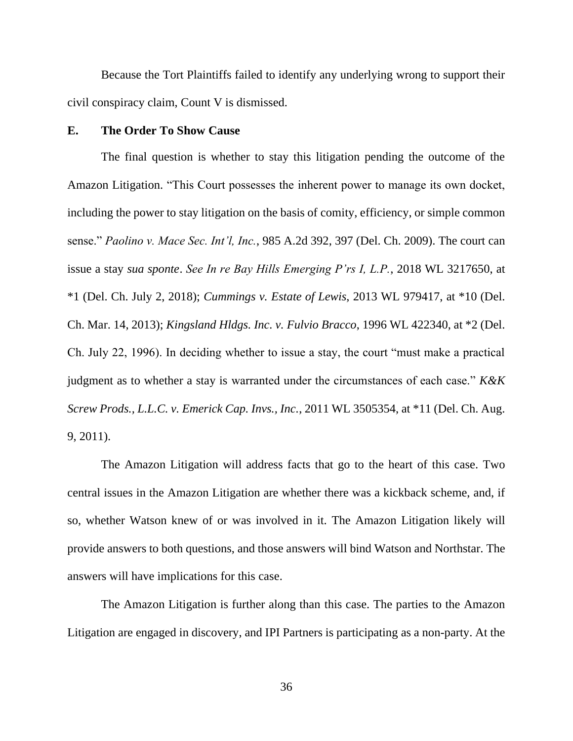Because the Tort Plaintiffs failed to identify any underlying wrong to support their civil conspiracy claim, Count V is dismissed.

### E. The Order To Show Cause

The final question is whether to stay this litigation pending the outcome of the Amazon Litigation. "This Court possesses the inherent power to manage its own docket, including the power to stay litigation on the basis of comity, efficiency, or simple common sense." *Paolino v. Mace Sec. Int'l, Inc.*, 985 A.2d 392, 397 (Del. Ch. 2009). The court can issue a stay *sua sponte*. *See In re Bay Hills Emerging P'rs I, L.P.*, 2018 WL 3217650, at *1 (Del. Ch. July 2, 2018); *Cummings v. Estate of Lewis*, 2013 WL 979417, at *10 (Del. Ch. Mar. 14, 2013); *Kingsland Hldgs. Inc. v. Fulvio Bracco*, 1996 WL 422340, at *2 (Del. Ch. July 22, 1996). In deciding whether to issue a stay, the court "must make a practical judgment as to whether a stay is warranted under the circumstances of each case." *K&K Screw Prods., L.L.C. v. Emerick Cap. Invs., Inc.*, 2011 WL 3505354, at *11 (Del. Ch. Aug. 9, 2011).

The Amazon Litigation will address facts that go to the heart of this case. Two central issues in the Amazon Litigation are whether there was a kickback scheme, and, if so, whether Watson knew of or was involved in it. The Amazon Litigation likely will provide answers to both questions, and those answers will bind Watson and Northstar. The answers will have implications for this case.

The Amazon Litigation is further along than this case. The parties to the Amazon Litigation are engaged in discovery, and IPI Partners is participating as a non-party. At the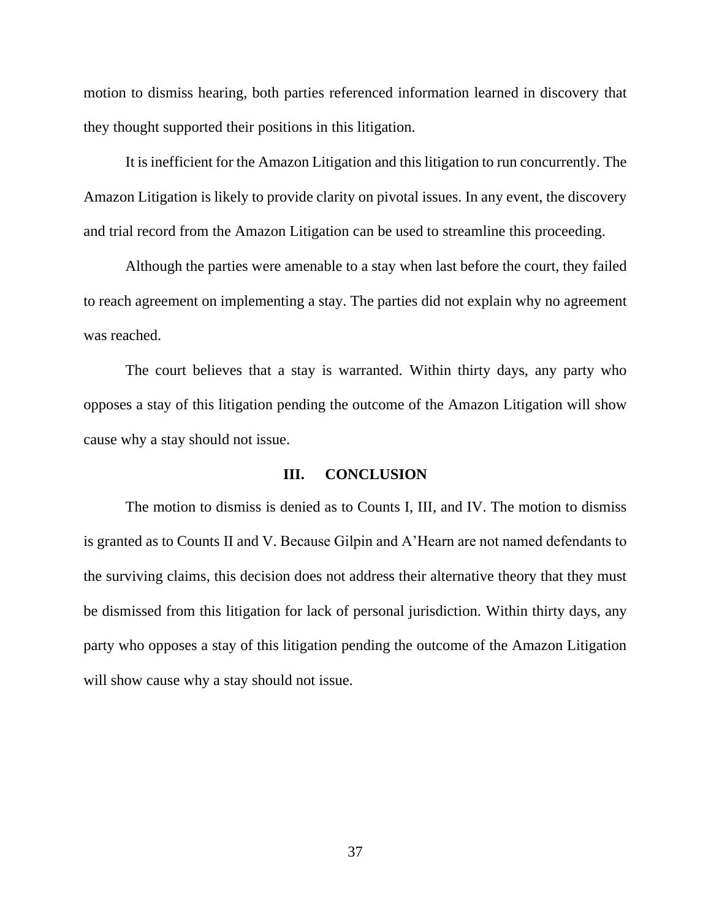motion to dismiss hearing, both parties referenced information learned in discovery that they thought supported their positions in this litigation.

It is inefficient for the Amazon Litigation and this litigation to run concurrently. The Amazon Litigation is likely to provide clarity on pivotal issues. In any event, the discovery and trial record from the Amazon Litigation can be used to streamline this proceeding.

Although the parties were amenable to a stay when last before the court, they failed to reach agreement on implementing a stay. The parties did not explain why no agreement was reached.

The court believes that a stay is warranted. Within thirty days, any party who opposes a stay of this litigation pending the outcome of the Amazon Litigation will show cause why a stay should not issue.

## III. CONCLUSION

The motion to dismiss is denied as to Counts I, III, and IV. The motion to dismiss is granted as to Counts II and V. Because Gilpin and A'Hearn are not named defendants to the surviving claims, this decision does not address their alternative theory that they must be dismissed from this litigation for lack of personal jurisdiction. Within thirty days, any party who opposes a stay of this litigation pending the outcome of the Amazon Litigation will show cause why a stay should not issue.